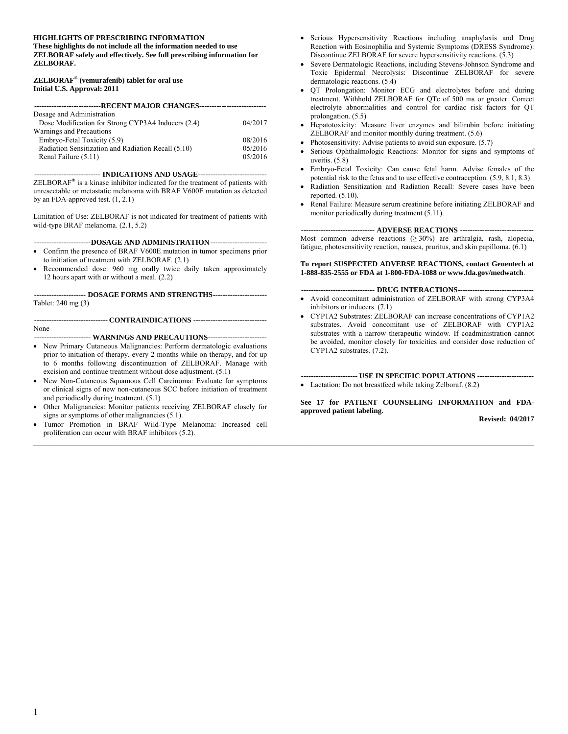**HIGHLIGHTS OF PRESCRIBING INFORMATION**
**These highlights do not include all the information needed to use ZELBORAF safely and effectively. See full prescribing information for ZELBORAF.**

**ZELBORAF® (vemurafenib) tablet for oral use**
**Initial U.S. Approval: 2011**

## RECENT MAJOR CHANGES

| | |
|---|---|
| Dosage and Administration | |
| Dose Modification for Strong CYP3A4 Inducers (2.4) | 04/2017 |
| Warnings and Precautions | |
| Embryo-Fetal Toxicity (5.9) | 08/2016 |
| Radiation Sensitization and Radiation Recall (5.10) | 05/2016 |
| Renal Failure (5.11) | 05/2016 |

## INDICATIONS AND USAGE

ZELBORAF® is a kinase inhibitor indicated for the treatment of patients with unresectable or metastatic melanoma with BRAF V600E mutation as detected by an FDA-approved test. (1, 2.1)

Limitation of Use: ZELBORAF is not indicated for treatment of patients with wild-type BRAF melanoma. (2.1, 5.2)

## DOSAGE AND ADMINISTRATION

- Confirm the presence of BRAF V600E mutation in tumor specimens prior to initiation of treatment with ZELBORAF. (2.1)
- Recommended dose: 960 mg orally twice daily taken approximately 12 hours apart with or without a meal. (2.2)

## DOSAGE FORMS AND STRENGTHS

Tablet: 240 mg (3)

## CONTRAINDICATIONS

None

## WARNINGS AND PRECAUTIONS

- New Primary Cutaneous Malignancies: Perform dermatologic evaluations prior to initiation of therapy, every 2 months while on therapy, and for up to 6 months following discontinuation of ZELBORAF. Manage with excision and continue treatment without dose adjustment. (5.1)
- New Non-Cutaneous Squamous Cell Carcinoma: Evaluate for symptoms or clinical signs of new non-cutaneous SCC before initiation of treatment and periodically during treatment. (5.1)
- Other Malignancies: Monitor patients receiving ZELBORAF closely for signs or symptoms of other malignancies (5.1).
- Tumor Promotion in BRAF Wild-Type Melanoma: Increased cell proliferation can occur with BRAF inhibitors (5.2).
- Serious Hypersensitivity Reactions including anaphylaxis and Drug Reaction with Eosinophilia and Systemic Symptoms (DRESS Syndrome): Discontinue ZELBORAF for severe hypersensitivity reactions. (5.3)
- Severe Dermatologic Reactions, including Stevens-Johnson Syndrome and Toxic Epidermal Necrolysis: Discontinue ZELBORAF for severe dermatologic reactions. (5.4)
- QT Prolongation: Monitor ECG and electrolytes before and during treatment. Withhold ZELBORAF for QTc of 500 ms or greater. Correct electrolyte abnormalities and control for cardiac risk factors for QT prolongation. (5.5)
- Hepatotoxicity: Measure liver enzymes and bilirubin before initiating ZELBORAF and monitor monthly during treatment. (5.6)
- Photosensitivity: Advise patients to avoid sun exposure. (5.7)
- Serious Ophthalmologic Reactions: Monitor for signs and symptoms of uveitis. (5.8)
- Embryo-Fetal Toxicity: Can cause fetal harm. Advise females of the potential risk to the fetus and to use effective contraception. (5.9, 8.1, 8.3)
- Radiation Sensitization and Radiation Recall: Severe cases have been reported. (5.10).
- Renal Failure: Measure serum creatinine before initiating ZELBORAF and monitor periodically during treatment (5.11).

## ADVERSE REACTIONS

Most common adverse reactions (≥ 30%) are arthralgia, rash, alopecia, fatigue, photosensitivity reaction, nausea, pruritus, and skin papilloma. (6.1)

**To report SUSPECTED ADVERSE REACTIONS, contact Genentech at 1-888-835-2555 or FDA at 1-800-FDA-1088 or www.fda.gov/medwatch**.

## DRUG INTERACTIONS

- Avoid concomitant administration of ZELBORAF with strong CYP3A4 inhibitors or inducers. (7.1)
- CYP1A2 Substrates: ZELBORAF can increase concentrations of CYP1A2 substrates. Avoid concomitant use of ZELBORAF with CYP1A2 substrates with a narrow therapeutic window. If coadministration cannot be avoided, monitor closely for toxicities and consider dose reduction of CYP1A2 substrates. (7.2).

## USE IN SPECIFIC POPULATIONS

- Lactation: Do not breastfeed while taking Zelboraf. (8.2)

**See 17 for PATIENT COUNSELING INFORMATION and FDA-approved patient labeling.**

**Revised: 04/2017**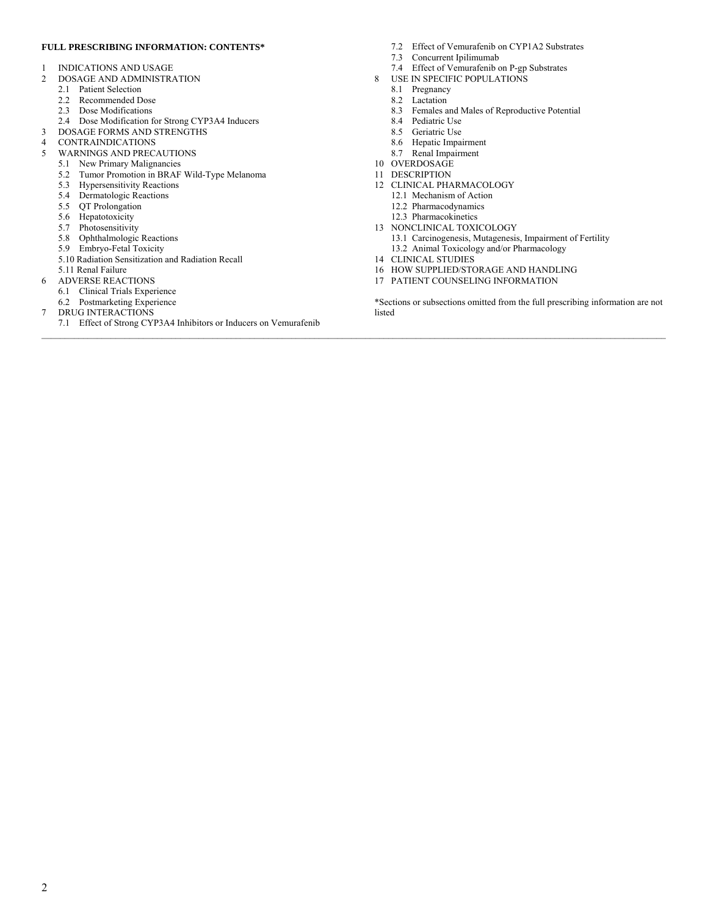**FULL PRESCRIBING INFORMATION: CONTENTS***

1 INDICATIONS AND USAGE
2 DOSAGE AND ADMINISTRATION
  2.1 Patient Selection
  2.2 Recommended Dose
  2.3 Dose Modifications
  2.4 Dose Modification for Strong CYP3A4 Inducers
3 DOSAGE FORMS AND STRENGTHS
4 CONTRAINDICATIONS
5 WARNINGS AND PRECAUTIONS
  5.1 New Primary Malignancies
  5.2 Tumor Promotion in BRAF Wild-Type Melanoma
  5.3 Hypersensitivity Reactions
  5.4 Dermatologic Reactions
  5.5 QT Prolongation
  5.6 Hepatotoxicity
  5.7 Photosensitivity
  5.8 Ophthalmologic Reactions
  5.9 Embryo-Fetal Toxicity
  5.10 Radiation Sensitization and Radiation Recall
  5.11 Renal Failure
6 ADVERSE REACTIONS
  6.1 Clinical Trials Experience
  6.2 Postmarketing Experience
7 DRUG INTERACTIONS
  7.1 Effect of Strong CYP3A4 Inhibitors or Inducers on Vemurafenib
  7.2 Effect of Vemurafenib on CYP1A2 Substrates
  7.3 Concurrent Ipilimumab
  7.4 Effect of Vemurafenib on P-gp Substrates
8 USE IN SPECIFIC POPULATIONS
  8.1 Pregnancy
  8.2 Lactation
  8.3 Females and Males of Reproductive Potential
  8.4 Pediatric Use
  8.5 Geriatric Use
  8.6 Hepatic Impairment
  8.7 Renal Impairment
10 OVERDOSAGE
11 DESCRIPTION
12 CLINICAL PHARMACOLOGY
  12.1 Mechanism of Action
  12.2 Pharmacodynamics
  12.3 Pharmacokinetics
13 NONCLINICAL TOXICOLOGY
  13.1 Carcinogenesis, Mutagenesis, Impairment of Fertility
  13.2 Animal Toxicology and/or Pharmacology
14 CLINICAL STUDIES
16 HOW SUPPLIED/STORAGE AND HANDLING
17 PATIENT COUNSELING INFORMATION

*Sections or subsections omitted from the full prescribing information are not listed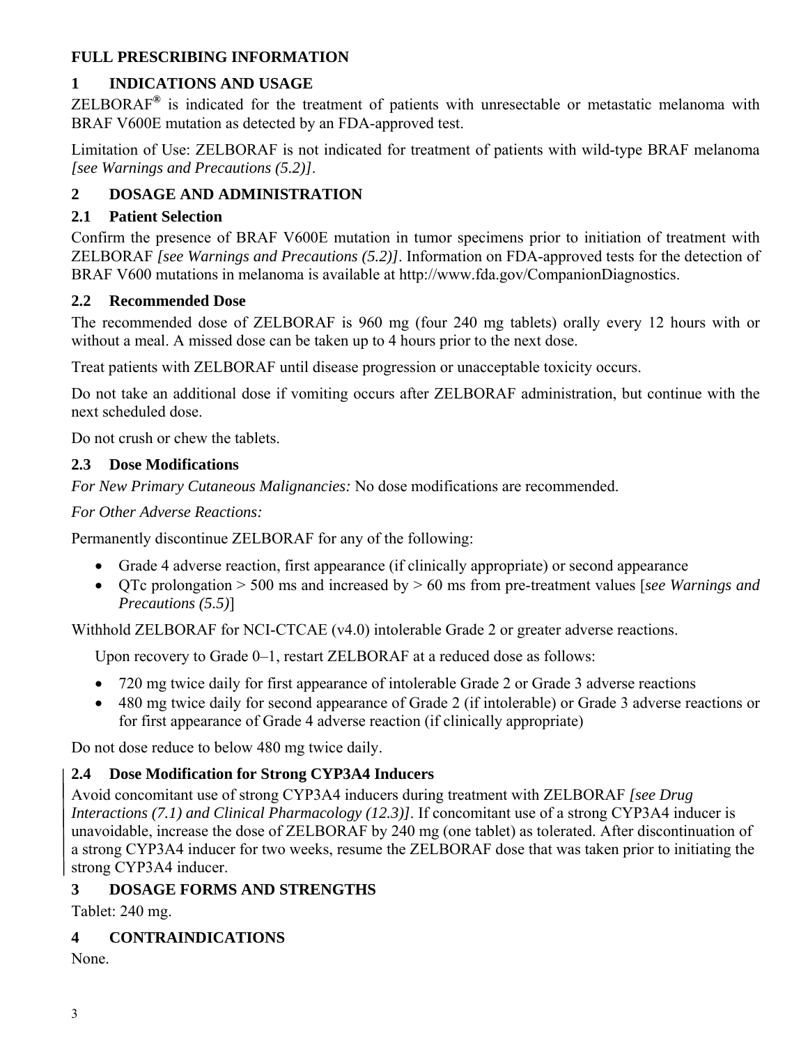# FULL PRESCRIBING INFORMATION

## 1 INDICATIONS AND USAGE

ZELBORAF® is indicated for the treatment of patients with unresectable or metastatic melanoma with BRAF V600E mutation as detected by an FDA-approved test.

Limitation of Use: ZELBORAF is not indicated for treatment of patients with wild-type BRAF melanoma *[see Warnings and Precautions (5.2)]*.

## 2 DOSAGE AND ADMINISTRATION

### 2.1 Patient Selection

Confirm the presence of BRAF V600E mutation in tumor specimens prior to initiation of treatment with ZELBORAF *[see Warnings and Precautions (5.2)]*. Information on FDA-approved tests for the detection of BRAF V600 mutations in melanoma is available at http://www.fda.gov/CompanionDiagnostics.

### 2.2 Recommended Dose

The recommended dose of ZELBORAF is 960 mg (four 240 mg tablets) orally every 12 hours with or without a meal. A missed dose can be taken up to 4 hours prior to the next dose.

Treat patients with ZELBORAF until disease progression or unacceptable toxicity occurs.

Do not take an additional dose if vomiting occurs after ZELBORAF administration, but continue with the next scheduled dose.

Do not crush or chew the tablets.

### 2.3 Dose Modifications

*For New Primary Cutaneous Malignancies:* No dose modifications are recommended.

*For Other Adverse Reactions:*

Permanently discontinue ZELBORAF for any of the following:

- Grade 4 adverse reaction, first appearance (if clinically appropriate) or second appearance
- QTc prolongation > 500 ms and increased by > 60 ms from pre-treatment values [*see Warnings and Precautions (5.5)*]

Withhold ZELBORAF for NCI-CTCAE (v4.0) intolerable Grade 2 or greater adverse reactions.

Upon recovery to Grade 0–1, restart ZELBORAF at a reduced dose as follows:

- 720 mg twice daily for first appearance of intolerable Grade 2 or Grade 3 adverse reactions
- 480 mg twice daily for second appearance of Grade 2 (if intolerable) or Grade 3 adverse reactions or for first appearance of Grade 4 adverse reaction (if clinically appropriate)

Do not dose reduce to below 480 mg twice daily.

### 2.4 Dose Modification for Strong CYP3A4 Inducers

Avoid concomitant use of strong CYP3A4 inducers during treatment with ZELBORAF *[see Drug Interactions (7.1) and Clinical Pharmacology (12.3)]*. If concomitant use of a strong CYP3A4 inducer is unavoidable, increase the dose of ZELBORAF by 240 mg (one tablet) as tolerated. After discontinuation of a strong CYP3A4 inducer for two weeks, resume the ZELBORAF dose that was taken prior to initiating the strong CYP3A4 inducer.

## 3 DOSAGE FORMS AND STRENGTHS

Tablet: 240 mg.

## 4 CONTRAINDICATIONS

None.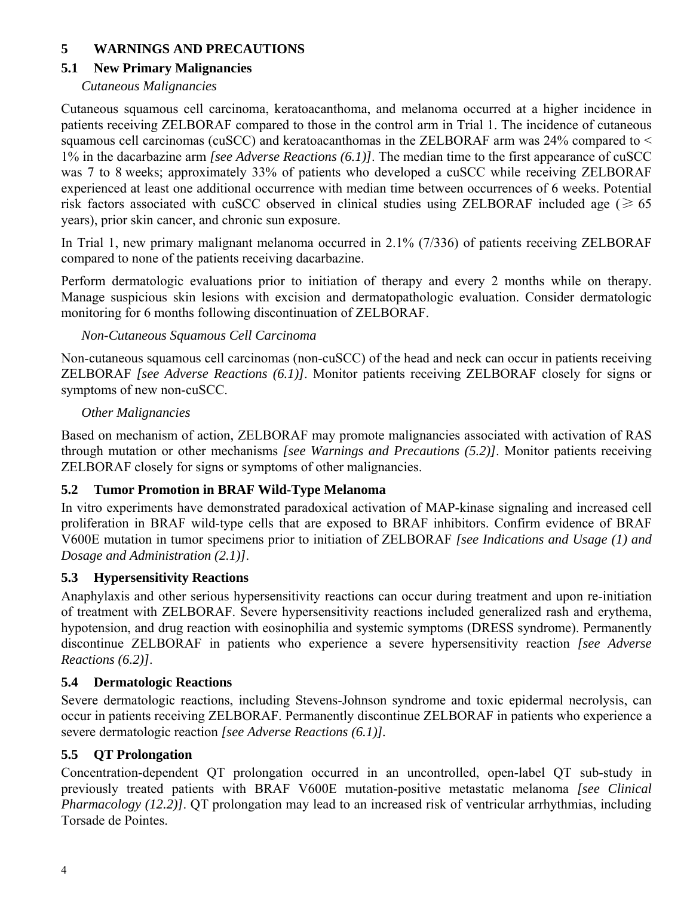## 5 WARNINGS AND PRECAUTIONS

### 5.1 New Primary Malignancies

*Cutaneous Malignancies*

Cutaneous squamous cell carcinoma, keratoacanthoma, and melanoma occurred at a higher incidence in patients receiving ZELBORAF compared to those in the control arm in Trial 1. The incidence of cutaneous squamous cell carcinomas (cuSCC) and keratoacanthomas in the ZELBORAF arm was 24% compared to < 1% in the dacarbazine arm *[see Adverse Reactions (6.1)]*. The median time to the first appearance of cuSCC was 7 to 8 weeks; approximately 33% of patients who developed a cuSCC while receiving ZELBORAF experienced at least one additional occurrence with median time between occurrences of 6 weeks. Potential risk factors associated with cuSCC observed in clinical studies using ZELBORAF included age (⩾ 65 years), prior skin cancer, and chronic sun exposure.

In Trial 1, new primary malignant melanoma occurred in 2.1% (7/336) of patients receiving ZELBORAF compared to none of the patients receiving dacarbazine.

Perform dermatologic evaluations prior to initiation of therapy and every 2 months while on therapy. Manage suspicious skin lesions with excision and dermatopathologic evaluation. Consider dermatologic monitoring for 6 months following discontinuation of ZELBORAF.

*Non-Cutaneous Squamous Cell Carcinoma*

Non-cutaneous squamous cell carcinomas (non-cuSCC) of the head and neck can occur in patients receiving ZELBORAF *[see Adverse Reactions (6.1)]*. Monitor patients receiving ZELBORAF closely for signs or symptoms of new non-cuSCC.

*Other Malignancies*

Based on mechanism of action, ZELBORAF may promote malignancies associated with activation of RAS through mutation or other mechanisms *[see Warnings and Precautions (5.2)]*. Monitor patients receiving ZELBORAF closely for signs or symptoms of other malignancies.

### 5.2 Tumor Promotion in BRAF Wild-Type Melanoma

In vitro experiments have demonstrated paradoxical activation of MAP-kinase signaling and increased cell proliferation in BRAF wild-type cells that are exposed to BRAF inhibitors. Confirm evidence of BRAF V600E mutation in tumor specimens prior to initiation of ZELBORAF *[see Indications and Usage (1) and Dosage and Administration (2.1)]*.

### 5.3 Hypersensitivity Reactions

Anaphylaxis and other serious hypersensitivity reactions can occur during treatment and upon re-initiation of treatment with ZELBORAF. Severe hypersensitivity reactions included generalized rash and erythema, hypotension, and drug reaction with eosinophilia and systemic symptoms (DRESS syndrome). Permanently discontinue ZELBORAF in patients who experience a severe hypersensitivity reaction *[see Adverse Reactions (6.2)]*.

### 5.4 Dermatologic Reactions

Severe dermatologic reactions, including Stevens-Johnson syndrome and toxic epidermal necrolysis, can occur in patients receiving ZELBORAF. Permanently discontinue ZELBORAF in patients who experience a severe dermatologic reaction *[see Adverse Reactions (6.1)]*.

### 5.5 QT Prolongation

Concentration-dependent QT prolongation occurred in an uncontrolled, open-label QT sub-study in previously treated patients with BRAF V600E mutation-positive metastatic melanoma *[see Clinical Pharmacology (12.2)]*. QT prolongation may lead to an increased risk of ventricular arrhythmias, including Torsade de Pointes.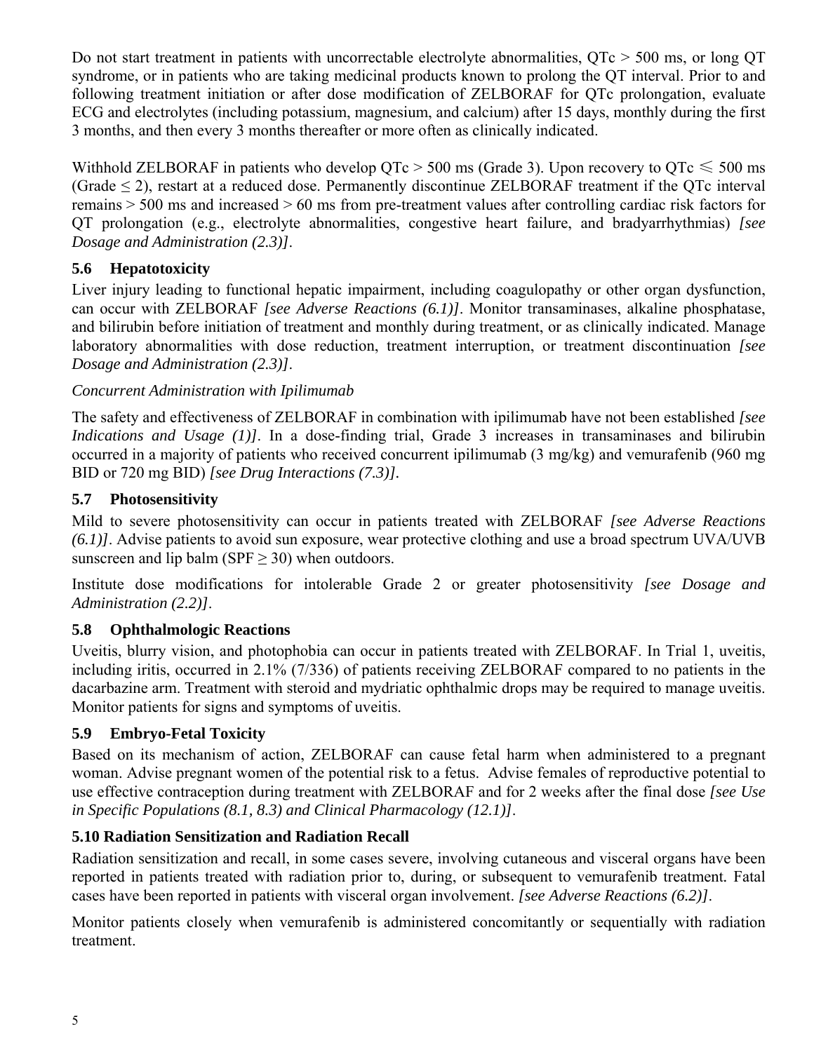Do not start treatment in patients with uncorrectable electrolyte abnormalities, QTc > 500 ms, or long QT syndrome, or in patients who are taking medicinal products known to prolong the QT interval. Prior to and following treatment initiation or after dose modification of ZELBORAF for QTc prolongation, evaluate ECG and electrolytes (including potassium, magnesium, and calcium) after 15 days, monthly during the first 3 months, and then every 3 months thereafter or more often as clinically indicated.

Withhold ZELBORAF in patients who develop QTc > 500 ms (Grade 3). Upon recovery to QTc ≤ 500 ms (Grade ≤ 2), restart at a reduced dose. Permanently discontinue ZELBORAF treatment if the QTc interval remains > 500 ms and increased > 60 ms from pre-treatment values after controlling cardiac risk factors for QT prolongation (e.g., electrolyte abnormalities, congestive heart failure, and bradyarrhythmias) *[see Dosage and Administration (2.3)]*.

### 5.6 Hepatotoxicity

Liver injury leading to functional hepatic impairment, including coagulopathy or other organ dysfunction, can occur with ZELBORAF *[see Adverse Reactions (6.1)]*. Monitor transaminases, alkaline phosphatase, and bilirubin before initiation of treatment and monthly during treatment, or as clinically indicated. Manage laboratory abnormalities with dose reduction, treatment interruption, or treatment discontinuation *[see Dosage and Administration (2.3)]*.

*Concurrent Administration with Ipilimumab*

The safety and effectiveness of ZELBORAF in combination with ipilimumab have not been established *[see Indications and Usage (1)]*. In a dose-finding trial, Grade 3 increases in transaminases and bilirubin occurred in a majority of patients who received concurrent ipilimumab (3 mg/kg) and vemurafenib (960 mg BID or 720 mg BID) *[see Drug Interactions (7.3)]*.

### 5.7 Photosensitivity

Mild to severe photosensitivity can occur in patients treated with ZELBORAF *[see Adverse Reactions (6.1)]*. Advise patients to avoid sun exposure, wear protective clothing and use a broad spectrum UVA/UVB sunscreen and lip balm (SPF ≥ 30) when outdoors.

Institute dose modifications for intolerable Grade 2 or greater photosensitivity *[see Dosage and Administration (2.2)]*.

### 5.8 Ophthalmologic Reactions

Uveitis, blurry vision, and photophobia can occur in patients treated with ZELBORAF. In Trial 1, uveitis, including iritis, occurred in 2.1% (7/336) of patients receiving ZELBORAF compared to no patients in the dacarbazine arm. Treatment with steroid and mydriatic ophthalmic drops may be required to manage uveitis. Monitor patients for signs and symptoms of uveitis.

### 5.9 Embryo-Fetal Toxicity

Based on its mechanism of action, ZELBORAF can cause fetal harm when administered to a pregnant woman. Advise pregnant women of the potential risk to a fetus. Advise females of reproductive potential to use effective contraception during treatment with ZELBORAF and for 2 weeks after the final dose *[see Use in Specific Populations (8.1, 8.3) and Clinical Pharmacology (12.1)]*.

### 5.10 Radiation Sensitization and Radiation Recall

Radiation sensitization and recall, in some cases severe, involving cutaneous and visceral organs have been reported in patients treated with radiation prior to, during, or subsequent to vemurafenib treatment. Fatal cases have been reported in patients with visceral organ involvement. *[see Adverse Reactions (6.2)]*.

Monitor patients closely when vemurafenib is administered concomitantly or sequentially with radiation treatment.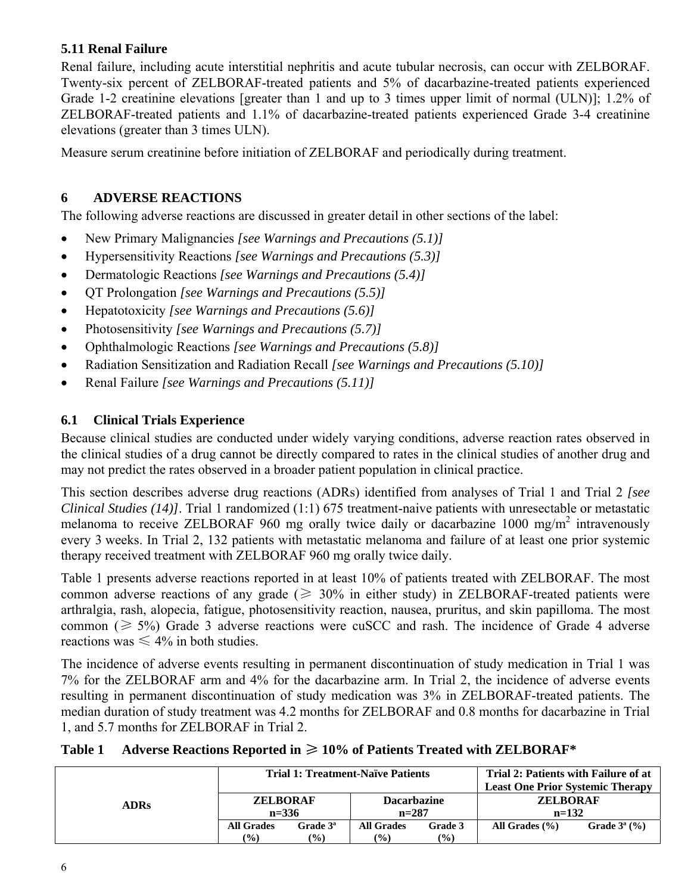### 5.11 Renal Failure

Renal failure, including acute interstitial nephritis and acute tubular necrosis, can occur with ZELBORAF. Twenty-six percent of ZELBORAF-treated patients and 5% of dacarbazine-treated patients experienced Grade 1-2 creatinine elevations [greater than 1 and up to 3 times upper limit of normal (ULN)]; 1.2% of ZELBORAF-treated patients and 1.1% of dacarbazine-treated patients experienced Grade 3-4 creatinine elevations (greater than 3 times ULN).

Measure serum creatinine before initiation of ZELBORAF and periodically during treatment.

## 6 ADVERSE REACTIONS

The following adverse reactions are discussed in greater detail in other sections of the label:

- New Primary Malignancies *[see Warnings and Precautions (5.1)]*
- Hypersensitivity Reactions *[see Warnings and Precautions (5.3)]*
- Dermatologic Reactions *[see Warnings and Precautions (5.4)]*
- QT Prolongation *[see Warnings and Precautions (5.5)]*
- Hepatotoxicity *[see Warnings and Precautions (5.6)]*
- Photosensitivity *[see Warnings and Precautions (5.7)]*
- Ophthalmologic Reactions *[see Warnings and Precautions (5.8)]*
- Radiation Sensitization and Radiation Recall *[see Warnings and Precautions (5.10)]*
- Renal Failure *[see Warnings and Precautions (5.11)]*

### 6.1 Clinical Trials Experience

Because clinical studies are conducted under widely varying conditions, adverse reaction rates observed in the clinical studies of a drug cannot be directly compared to rates in the clinical studies of another drug and may not predict the rates observed in a broader patient population in clinical practice.

This section describes adverse drug reactions (ADRs) identified from analyses of Trial 1 and Trial 2 *[see Clinical Studies (14)]*. Trial 1 randomized (1:1) 675 treatment-naive patients with unresectable or metastatic melanoma to receive ZELBORAF 960 mg orally twice daily or dacarbazine 1000 mg/m$^2$ intravenously every 3 weeks. In Trial 2, 132 patients with metastatic melanoma and failure of at least one prior systemic therapy received treatment with ZELBORAF 960 mg orally twice daily.

Table 1 presents adverse reactions reported in at least 10% of patients treated with ZELBORAF. The most common adverse reactions of any grade (≥ 30% in either study) in ZELBORAF-treated patients were arthralgia, rash, alopecia, fatigue, photosensitivity reaction, nausea, pruritus, and skin papilloma. The most common (≥ 5%) Grade 3 adverse reactions were cuSCC and rash. The incidence of Grade 4 adverse reactions was ≤ 4% in both studies.

The incidence of adverse events resulting in permanent discontinuation of study medication in Trial 1 was 7% for the ZELBORAF arm and 4% for the dacarbazine arm. In Trial 2, the incidence of adverse events resulting in permanent discontinuation of study medication was 3% in ZELBORAF-treated patients. The median duration of study treatment was 4.2 months for ZELBORAF and 0.8 months for dacarbazine in Trial 1, and 5.7 months for ZELBORAF in Trial 2.

**Table 1 Adverse Reactions Reported in ≥ 10% of Patients Treated with ZELBORAF***

| ADRs | Trial 1: Treatment-Naïve Patients | | | | Trial 2: Patients with Failure of at Least One Prior Systemic Therapy | |
|---|---|---|---|---|---|---|
| | ZELBORAF n=336 | | Dacarbazine n=287 | | ZELBORAF n=132 | |
| | All Grades (%) | Grade 3[a] (%) | All Grades (%) | Grade 3 (%) | All Grades (%) | Grade 3[a] (%) |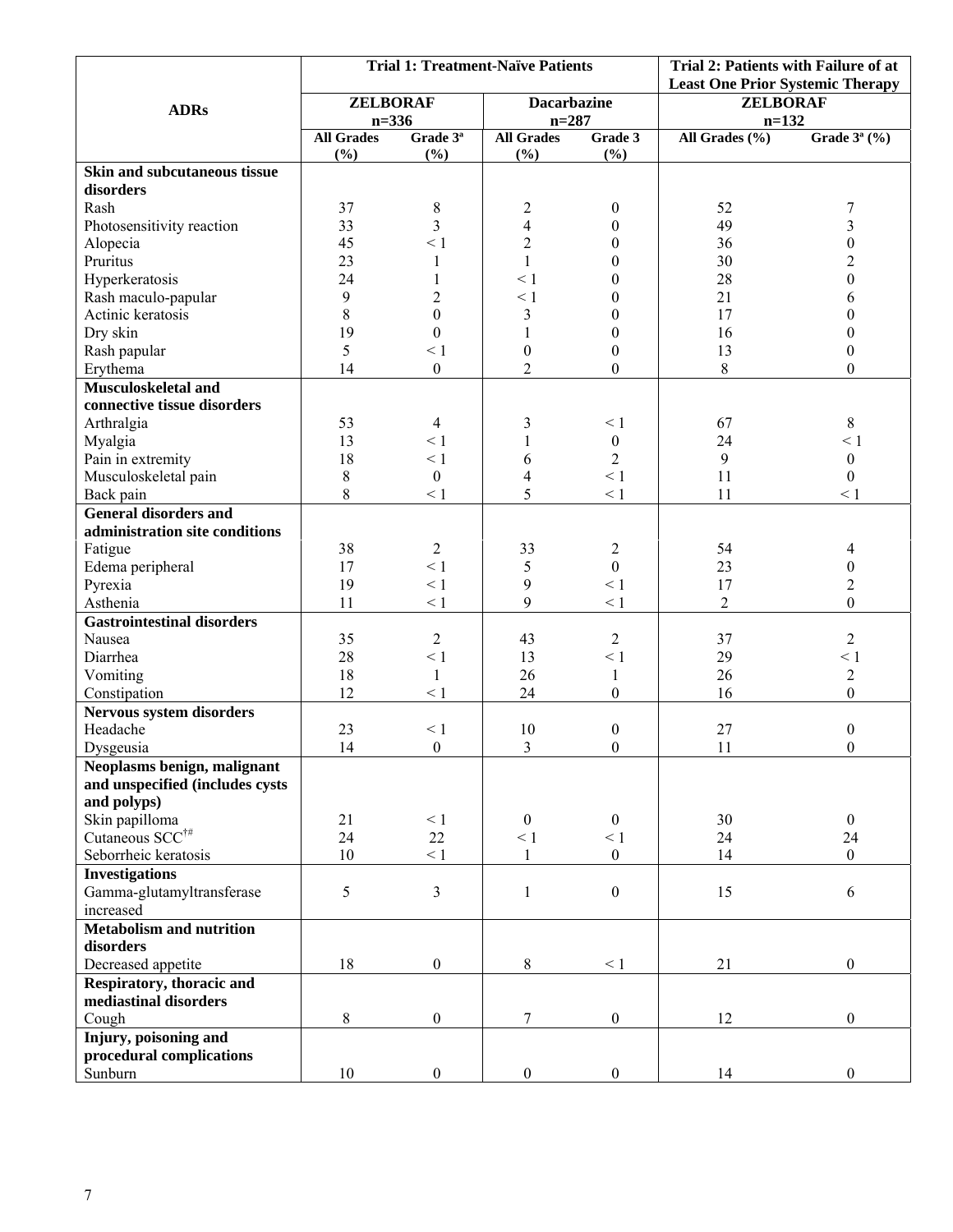| ADRs | Trial 1: Treatment-Naïve Patients | | | | Trial 2: Patients with Failure of at Least One Prior Systemic Therapy | |
|---|---|---|---|---|---|---|
| | ZELBORAF n=336 | | Dacarbazine n=287 | | ZELBORAF n=132 | |
| | All Grades (%) | Grade 3[a] (%) | All Grades (%) | Grade 3 (%) | All Grades (%) | Grade 3[a] (%) |
| **Skin and subcutaneous tissue disorders** | | | | | | |
| Rash | 37 | 8 | 2 | 0 | 52 | 7 |
| Photosensitivity reaction | 33 | 3 | 4 | 0 | 49 | 3 |
| Alopecia | 45 | < 1 | 2 | 0 | 36 | 0 |
| Pruritus | 23 | 1 | 1 | 0 | 30 | 2 |
| Hyperkeratosis | 24 | 1 | < 1 | 0 | 28 | 0 |
| Rash maculo-papular | 9 | 2 | < 1 | 0 | 21 | 6 |
| Actinic keratosis | 8 | 0 | 3 | 0 | 17 | 0 |
| Dry skin | 19 | 0 | 1 | 0 | 16 | 0 |
| Rash papular | 5 | < 1 | 0 | 0 | 13 | 0 |
| Erythema | 14 | 0 | 2 | 0 | 8 | 0 |
| **Musculoskeletal and connective tissue disorders** | | | | | | |
| Arthralgia | 53 | 4 | 3 | < 1 | 67 | 8 |
| Myalgia | 13 | < 1 | 1 | 0 | 24 | < 1 |
| Pain in extremity | 18 | < 1 | 6 | 2 | 9 | 0 |
| Musculoskeletal pain | 8 | 0 | 4 | < 1 | 11 | 0 |
| Back pain | 8 | < 1 | 5 | < 1 | 11 | < 1 |
| **General disorders and administration site conditions** | | | | | | |
| Fatigue | 38 | 2 | 33 | 2 | 54 | 4 |
| Edema peripheral | 17 | < 1 | 5 | 0 | 23 | 0 |
| Pyrexia | 19 | < 1 | 9 | < 1 | 17 | 2 |
| Asthenia | 11 | < 1 | 9 | < 1 | 2 | 0 |
| **Gastrointestinal disorders** | | | | | | |
| Nausea | 35 | 2 | 43 | 2 | 37 | 2 |
| Diarrhea | 28 | < 1 | 13 | < 1 | 29 | < 1 |
| Vomiting | 18 | 1 | 26 | 1 | 26 | 2 |
| Constipation | 12 | < 1 | 24 | 0 | 16 | 0 |
| **Nervous system disorders** | | | | | | |
| Headache | 23 | < 1 | 10 | 0 | 27 | 0 |
| Dysgeusia | 14 | 0 | 3 | 0 | 11 | 0 |
| **Neoplasms benign, malignant and unspecified (includes cysts and polyps)** | | | | | | |
| Skin papilloma | 21 | < 1 | 0 | 0 | 30 | 0 |
| Cutaneous SCC[†#] | 24 | 22 | < 1 | < 1 | 24 | 24 |
| Seborrheic keratosis | 10 | < 1 | 1 | 0 | 14 | 0 |
| **Investigations** | | | | | | |
| Gamma-glutamyltransferase increased | 5 | 3 | 1 | 0 | 15 | 6 |
| **Metabolism and nutrition disorders** | | | | | | |
| Decreased appetite | 18 | 0 | 8 | < 1 | 21 | 0 |
| **Respiratory, thoracic and mediastinal disorders** | | | | | | |
| Cough | 8 | 0 | 7 | 0 | 12 | 0 |
| **Injury, poisoning and procedural complications** | | | | | | |
| Sunburn | 10 | 0 | 0 | 0 | 14 | 0 |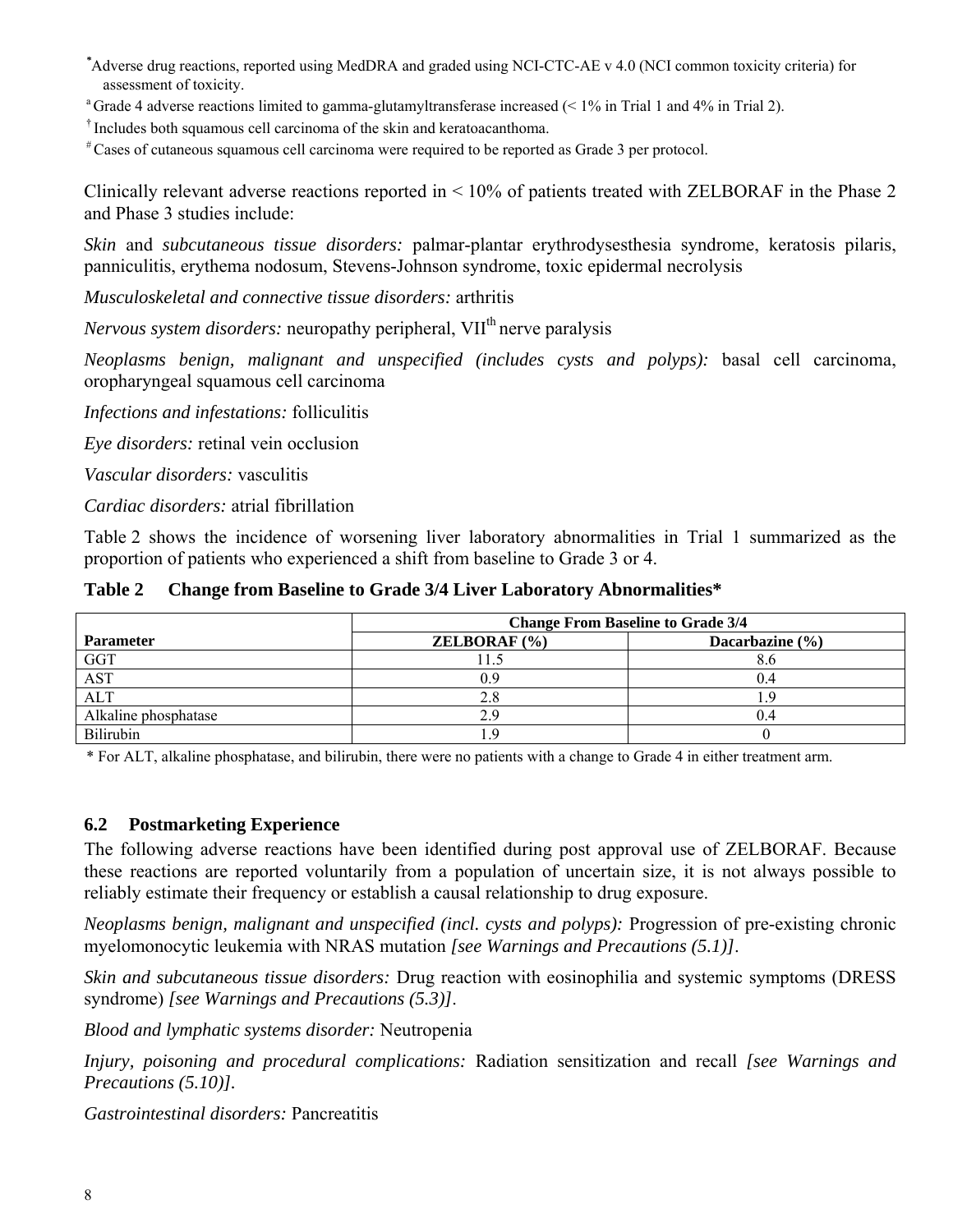[*]Adverse drug reactions, reported using MedDRA and graded using NCI-CTC-AE v 4.0 (NCI common toxicity criteria) for assessment of toxicity.

[a] Grade 4 adverse reactions limited to gamma-glutamyltransferase increased (< 1% in Trial 1 and 4% in Trial 2).

[†] Includes both squamous cell carcinoma of the skin and keratoacanthoma.

[#] Cases of cutaneous squamous cell carcinoma were required to be reported as Grade 3 per protocol.

Clinically relevant adverse reactions reported in < 10% of patients treated with ZELBORAF in the Phase 2 and Phase 3 studies include:

*Skin* and *subcutaneous tissue disorders:* palmar-plantar erythrodysesthesia syndrome, keratosis pilaris, panniculitis, erythema nodosum, Stevens-Johnson syndrome, toxic epidermal necrolysis

*Musculoskeletal and connective tissue disorders:* arthritis

*Nervous system disorders:* neuropathy peripheral, VII$^{th}$ nerve paralysis

*Neoplasms benign, malignant and unspecified (includes cysts and polyps):* basal cell carcinoma, oropharyngeal squamous cell carcinoma

*Infections and infestations:* folliculitis

*Eye disorders:* retinal vein occlusion

*Vascular disorders:* vasculitis

*Cardiac disorders:* atrial fibrillation

Table 2 shows the incidence of worsening liver laboratory abnormalities in Trial 1 summarized as the proportion of patients who experienced a shift from baseline to Grade 3 or 4.

**Table 2 Change from Baseline to Grade 3/4 Liver Laboratory Abnormalities***

| | **Change From Baseline to Grade 3/4** | |
|---|---|---|
| **Parameter** | **ZELBORAF (%)** | **Dacarbazine (%)** |
| GGT | 11.5 | 8.6 |
| AST | 0.9 | 0.4 |
| ALT | 2.8 | 1.9 |
| Alkaline phosphatase | 2.9 | 0.4 |
| Bilirubin | 1.9 | 0 |

\* For ALT, alkaline phosphatase, and bilirubin, there were no patients with a change to Grade 4 in either treatment arm.

### 6.2 Postmarketing Experience

The following adverse reactions have been identified during post approval use of ZELBORAF. Because these reactions are reported voluntarily from a population of uncertain size, it is not always possible to reliably estimate their frequency or establish a causal relationship to drug exposure.

*Neoplasms benign, malignant and unspecified (incl. cysts and polyps):* Progression of pre-existing chronic myelomonocytic leukemia with NRAS mutation *[see Warnings and Precautions (5.1)]*.

*Skin and subcutaneous tissue disorders:* Drug reaction with eosinophilia and systemic symptoms (DRESS syndrome) *[see Warnings and Precautions (5.3)]*.

*Blood and lymphatic systems disorder:* Neutropenia

*Injury, poisoning and procedural complications:* Radiation sensitization and recall *[see Warnings and Precautions (5.10)].*

*Gastrointestinal disorders:* Pancreatitis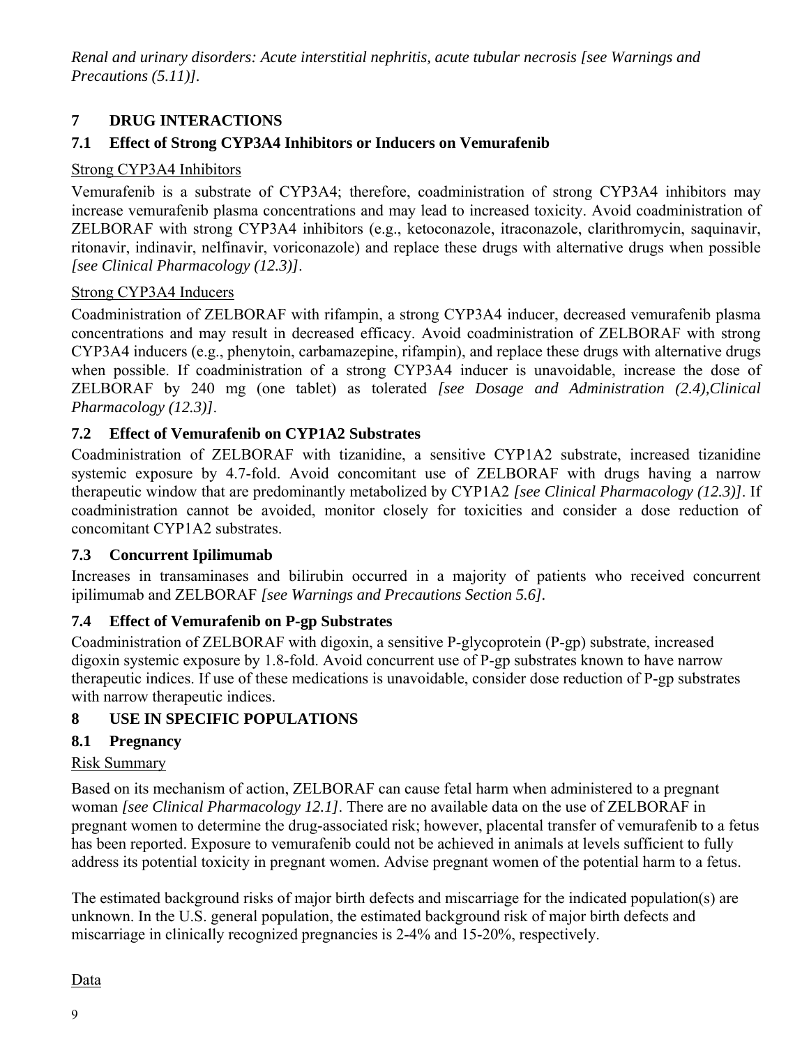*Renal and urinary disorders: Acute interstitial nephritis, acute tubular necrosis [see Warnings and Precautions (5.11)].*

# 7 DRUG INTERACTIONS

## 7.1 Effect of Strong CYP3A4 Inhibitors or Inducers on Vemurafenib

<u>Strong CYP3A4 Inhibitors</u>

Vemurafenib is a substrate of CYP3A4; therefore, coadministration of strong CYP3A4 inhibitors may increase vemurafenib plasma concentrations and may lead to increased toxicity. Avoid coadministration of ZELBORAF with strong CYP3A4 inhibitors (e.g., ketoconazole, itraconazole, clarithromycin, saquinavir, ritonavir, indinavir, nelfinavir, voriconazole) and replace these drugs with alternative drugs when possible *[see Clinical Pharmacology (12.3)]*.

<u>Strong CYP3A4 Inducers</u>

Coadministration of ZELBORAF with rifampin, a strong CYP3A4 inducer, decreased vemurafenib plasma concentrations and may result in decreased efficacy. Avoid coadministration of ZELBORAF with strong CYP3A4 inducers (e.g., phenytoin, carbamazepine, rifampin), and replace these drugs with alternative drugs when possible. If coadministration of a strong CYP3A4 inducer is unavoidable, increase the dose of ZELBORAF by 240 mg (one tablet) as tolerated *[see Dosage and Administration (2.4),Clinical Pharmacology (12.3)]*.

## 7.2 Effect of Vemurafenib on CYP1A2 Substrates

Coadministration of ZELBORAF with tizanidine, a sensitive CYP1A2 substrate, increased tizanidine systemic exposure by 4.7-fold. Avoid concomitant use of ZELBORAF with drugs having a narrow therapeutic window that are predominantly metabolized by CYP1A2 *[see Clinical Pharmacology (12.3)]*. If coadministration cannot be avoided, monitor closely for toxicities and consider a dose reduction of concomitant CYP1A2 substrates.

## 7.3 Concurrent Ipilimumab

Increases in transaminases and bilirubin occurred in a majority of patients who received concurrent ipilimumab and ZELBORAF *[see Warnings and Precautions Section 5.6]*.

## 7.4 Effect of Vemurafenib on P-gp Substrates

Coadministration of ZELBORAF with digoxin, a sensitive P-glycoprotein (P-gp) substrate, increased digoxin systemic exposure by 1.8-fold. Avoid concurrent use of P-gp substrates known to have narrow therapeutic indices. If use of these medications is unavoidable, consider dose reduction of P-gp substrates with narrow therapeutic indices.

# 8 USE IN SPECIFIC POPULATIONS

## 8.1 Pregnancy

<u>Risk Summary</u>

Based on its mechanism of action, ZELBORAF can cause fetal harm when administered to a pregnant woman *[see Clinical Pharmacology 12.1]*. There are no available data on the use of ZELBORAF in pregnant women to determine the drug-associated risk; however, placental transfer of vemurafenib to a fetus has been reported. Exposure to vemurafenib could not be achieved in animals at levels sufficient to fully address its potential toxicity in pregnant women. Advise pregnant women of the potential harm to a fetus.

The estimated background risks of major birth defects and miscarriage for the indicated population(s) are unknown. In the U.S. general population, the estimated background risk of major birth defects and miscarriage in clinically recognized pregnancies is 2-4% and 15-20%, respectively.

<u>Data</u>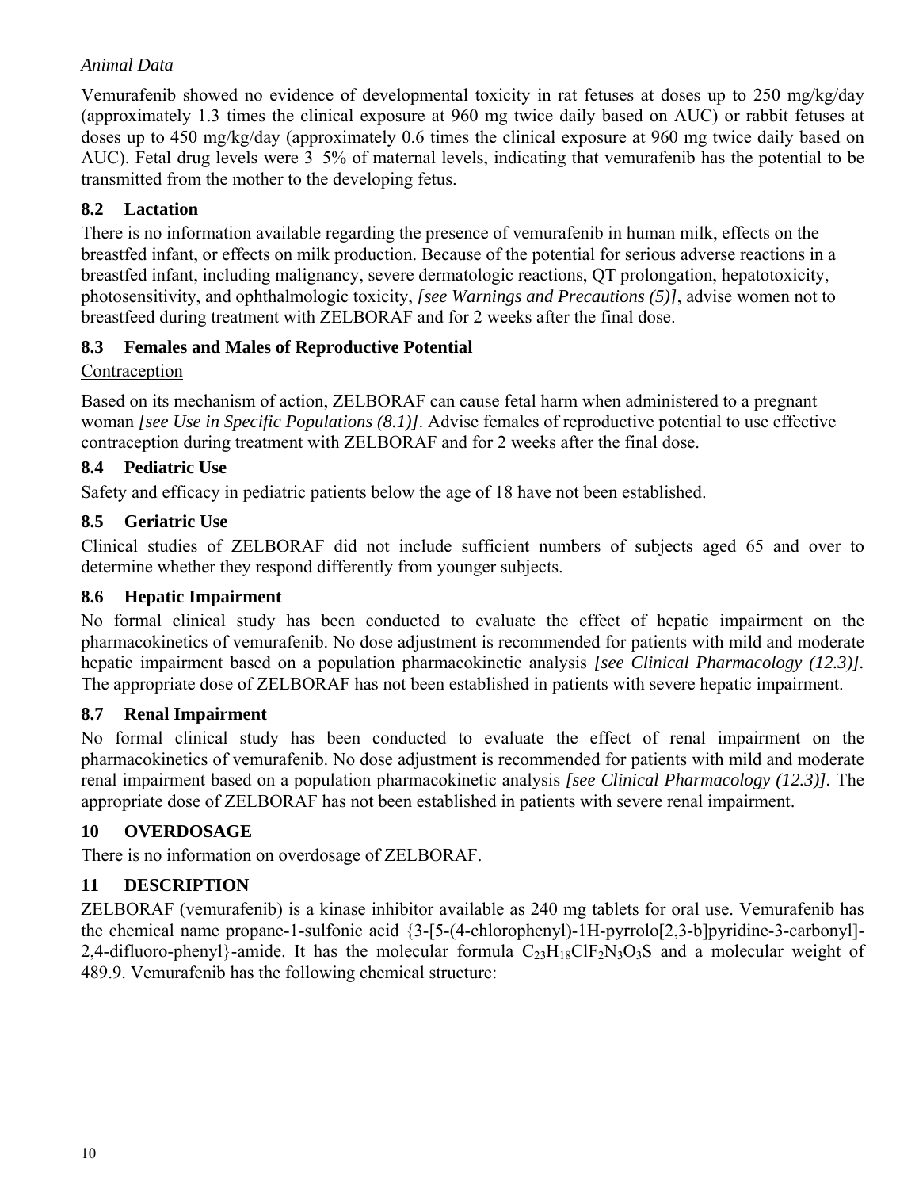*Animal Data*

Vemurafenib showed no evidence of developmental toxicity in rat fetuses at doses up to 250 mg/kg/day (approximately 1.3 times the clinical exposure at 960 mg twice daily based on AUC) or rabbit fetuses at doses up to 450 mg/kg/day (approximately 0.6 times the clinical exposure at 960 mg twice daily based on AUC). Fetal drug levels were 3–5% of maternal levels, indicating that vemurafenib has the potential to be transmitted from the mother to the developing fetus.

### 8.2 Lactation

There is no information available regarding the presence of vemurafenib in human milk, effects on the breastfed infant, or effects on milk production. Because of the potential for serious adverse reactions in a breastfed infant, including malignancy, severe dermatologic reactions, QT prolongation, hepatotoxicity, photosensitivity, and ophthalmologic toxicity, *[see Warnings and Precautions (5)]*, advise women not to breastfeed during treatment with ZELBORAF and for 2 weeks after the final dose.

### 8.3 Females and Males of Reproductive Potential

Contraception

Based on its mechanism of action, ZELBORAF can cause fetal harm when administered to a pregnant woman *[see Use in Specific Populations (8.1)]*. Advise females of reproductive potential to use effective contraception during treatment with ZELBORAF and for 2 weeks after the final dose.

### 8.4 Pediatric Use

Safety and efficacy in pediatric patients below the age of 18 have not been established.

### 8.5 Geriatric Use

Clinical studies of ZELBORAF did not include sufficient numbers of subjects aged 65 and over to determine whether they respond differently from younger subjects.

### 8.6 Hepatic Impairment

No formal clinical study has been conducted to evaluate the effect of hepatic impairment on the pharmacokinetics of vemurafenib. No dose adjustment is recommended for patients with mild and moderate hepatic impairment based on a population pharmacokinetic analysis *[see Clinical Pharmacology (12.3)]*. The appropriate dose of ZELBORAF has not been established in patients with severe hepatic impairment.

### 8.7 Renal Impairment

No formal clinical study has been conducted to evaluate the effect of renal impairment on the pharmacokinetics of vemurafenib. No dose adjustment is recommended for patients with mild and moderate renal impairment based on a population pharmacokinetic analysis *[see Clinical Pharmacology (12.3)]*. The appropriate dose of ZELBORAF has not been established in patients with severe renal impairment.

## 10 OVERDOSAGE

There is no information on overdosage of ZELBORAF.

## 11 DESCRIPTION

ZELBORAF (vemurafenib) is a kinase inhibitor available as 240 mg tablets for oral use. Vemurafenib has the chemical name propane-1-sulfonic acid {3-[5-(4-chlorophenyl)-1H-pyrrolo[2,3-b]pyridine-3-carbonyl]-2,4-difluoro-phenyl}-amide. It has the molecular formula $C_{23}H_{18}ClF_2N_3O_3S$ and a molecular weight of 489.9. Vemurafenib has the following chemical structure: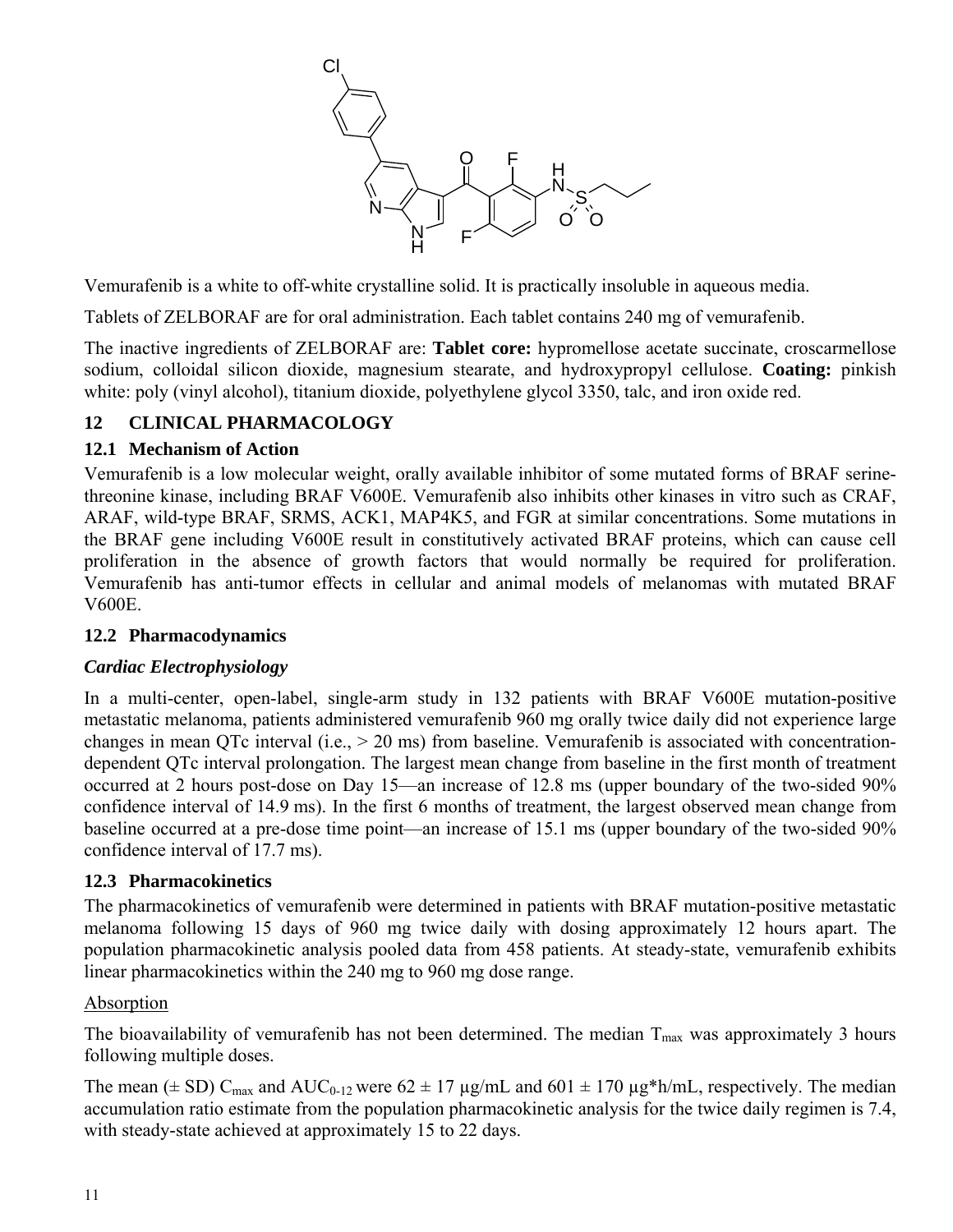Vemurafenib is a white to off-white crystalline solid. It is practically insoluble in aqueous media.

Tablets of ZELBORAF are for oral administration. Each tablet contains 240 mg of vemurafenib.

The inactive ingredients of ZELBORAF are: **Tablet core:** hypromellose acetate succinate, croscarmellose sodium, colloidal silicon dioxide, magnesium stearate, and hydroxypropyl cellulose. **Coating:** pinkish white: poly (vinyl alcohol), titanium dioxide, polyethylene glycol 3350, talc, and iron oxide red.

## 12 CLINICAL PHARMACOLOGY

### 12.1 Mechanism of Action

Vemurafenib is a low molecular weight, orally available inhibitor of some mutated forms of BRAF serine-threonine kinase, including BRAF V600E. Vemurafenib also inhibits other kinases in vitro such as CRAF, ARAF, wild-type BRAF, SRMS, ACK1, MAP4K5, and FGR at similar concentrations. Some mutations in the BRAF gene including V600E result in constitutively activated BRAF proteins, which can cause cell proliferation in the absence of growth factors that would normally be required for proliferation. Vemurafenib has anti-tumor effects in cellular and animal models of melanomas with mutated BRAF V600E.

### 12.2 Pharmacodynamics

***Cardiac Electrophysiology***

In a multi-center, open-label, single-arm study in 132 patients with BRAF V600E mutation-positive metastatic melanoma, patients administered vemurafenib 960 mg orally twice daily did not experience large changes in mean QTc interval (i.e., > 20 ms) from baseline. Vemurafenib is associated with concentration-dependent QTc interval prolongation. The largest mean change from baseline in the first month of treatment occurred at 2 hours post-dose on Day 15—an increase of 12.8 ms (upper boundary of the two-sided 90% confidence interval of 14.9 ms). In the first 6 months of treatment, the largest observed mean change from baseline occurred at a pre-dose time point—an increase of 15.1 ms (upper boundary of the two-sided 90% confidence interval of 17.7 ms).

### 12.3 Pharmacokinetics

The pharmacokinetics of vemurafenib were determined in patients with BRAF mutation-positive metastatic melanoma following 15 days of 960 mg twice daily with dosing approximately 12 hours apart. The population pharmacokinetic analysis pooled data from 458 patients. At steady-state, vemurafenib exhibits linear pharmacokinetics within the 240 mg to 960 mg dose range.

Absorption

The bioavailability of vemurafenib has not been determined. The median $T_{max}$ was approximately 3 hours following multiple doses.

The mean (± SD) $C_{max}$ and $AUC_{0-12}$ were 62 ± 17 µg/mL and 601 ± 170 µg*h/mL, respectively. The median accumulation ratio estimate from the population pharmacokinetic analysis for the twice daily regimen is 7.4, with steady-state achieved at approximately 15 to 22 days.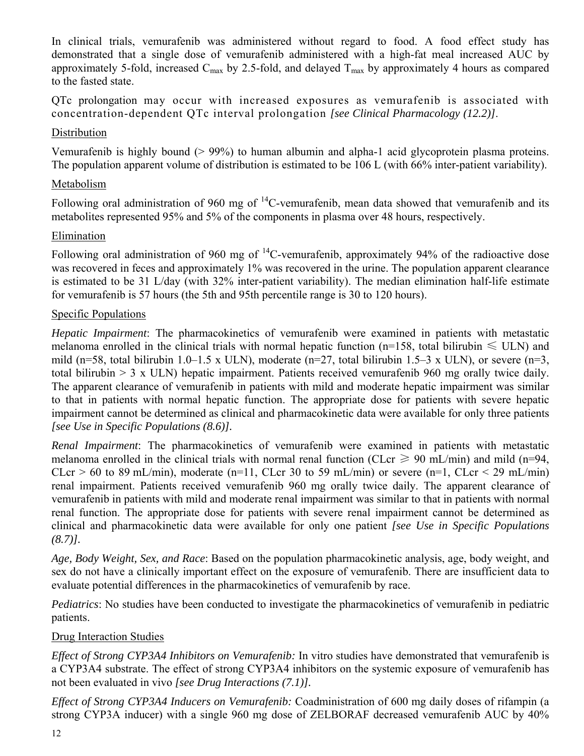In clinical trials, vemurafenib was administered without regard to food. A food effect study has demonstrated that a single dose of vemurafenib administered with a high-fat meal increased AUC by approximately 5-fold, increased $C_{max}$ by 2.5-fold, and delayed $T_{max}$ by approximately 4 hours as compared to the fasted state.

QTc prolongation may occur with increased exposures as vemurafenib is associated with concentration-dependent QTc interval prolongation *[see Clinical Pharmacology (12.2)]*.

Distribution

Vemurafenib is highly bound (> 99%) to human albumin and alpha-1 acid glycoprotein plasma proteins. The population apparent volume of distribution is estimated to be 106 L (with 66% inter-patient variability).

Metabolism

Following oral administration of 960 mg of $^{14}$C-vemurafenib, mean data showed that vemurafenib and its metabolites represented 95% and 5% of the components in plasma over 48 hours, respectively.

Elimination

Following oral administration of 960 mg of $^{14}$C-vemurafenib, approximately 94% of the radioactive dose was recovered in feces and approximately 1% was recovered in the urine. The population apparent clearance is estimated to be 31 L/day (with 32% inter-patient variability). The median elimination half-life estimate for vemurafenib is 57 hours (the 5th and 95th percentile range is 30 to 120 hours).

Specific Populations

*Hepatic Impairment*: The pharmacokinetics of vemurafenib were examined in patients with metastatic melanoma enrolled in the clinical trials with normal hepatic function (n=158, total bilirubin ≤ ULN) and mild (n=58, total bilirubin 1.0–1.5 x ULN), moderate (n=27, total bilirubin 1.5–3 x ULN), or severe (n=3, total bilirubin > 3 x ULN) hepatic impairment. Patients received vemurafenib 960 mg orally twice daily. The apparent clearance of vemurafenib in patients with mild and moderate hepatic impairment was similar to that in patients with normal hepatic function. The appropriate dose for patients with severe hepatic impairment cannot be determined as clinical and pharmacokinetic data were available for only three patients *[see Use in Specific Populations (8.6)]*.

*Renal Impairment*: The pharmacokinetics of vemurafenib were examined in patients with metastatic melanoma enrolled in the clinical trials with normal renal function (CLcr ≥ 90 mL/min) and mild (n=94, CLcr > 60 to 89 mL/min), moderate (n=11, CLcr 30 to 59 mL/min) or severe (n=1, CLcr < 29 mL/min) renal impairment. Patients received vemurafenib 960 mg orally twice daily. The apparent clearance of vemurafenib in patients with mild and moderate renal impairment was similar to that in patients with normal renal function. The appropriate dose for patients with severe renal impairment cannot be determined as clinical and pharmacokinetic data were available for only one patient *[see Use in Specific Populations (8.7)]*.

*Age, Body Weight, Sex, and Race*: Based on the population pharmacokinetic analysis, age, body weight, and sex do not have a clinically important effect on the exposure of vemurafenib. There are insufficient data to evaluate potential differences in the pharmacokinetics of vemurafenib by race.

*Pediatrics*: No studies have been conducted to investigate the pharmacokinetics of vemurafenib in pediatric patients.

Drug Interaction Studies

*Effect of Strong CYP3A4 Inhibitors on Vemurafenib:* In vitro studies have demonstrated that vemurafenib is a CYP3A4 substrate. The effect of strong CYP3A4 inhibitors on the systemic exposure of vemurafenib has not been evaluated in vivo *[see Drug Interactions (7.1)]*.

*Effect of Strong CYP3A4 Inducers on Vemurafenib:* Coadministration of 600 mg daily doses of rifampin (a strong CYP3A inducer) with a single 960 mg dose of ZELBORAF decreased vemurafenib AUC by 40%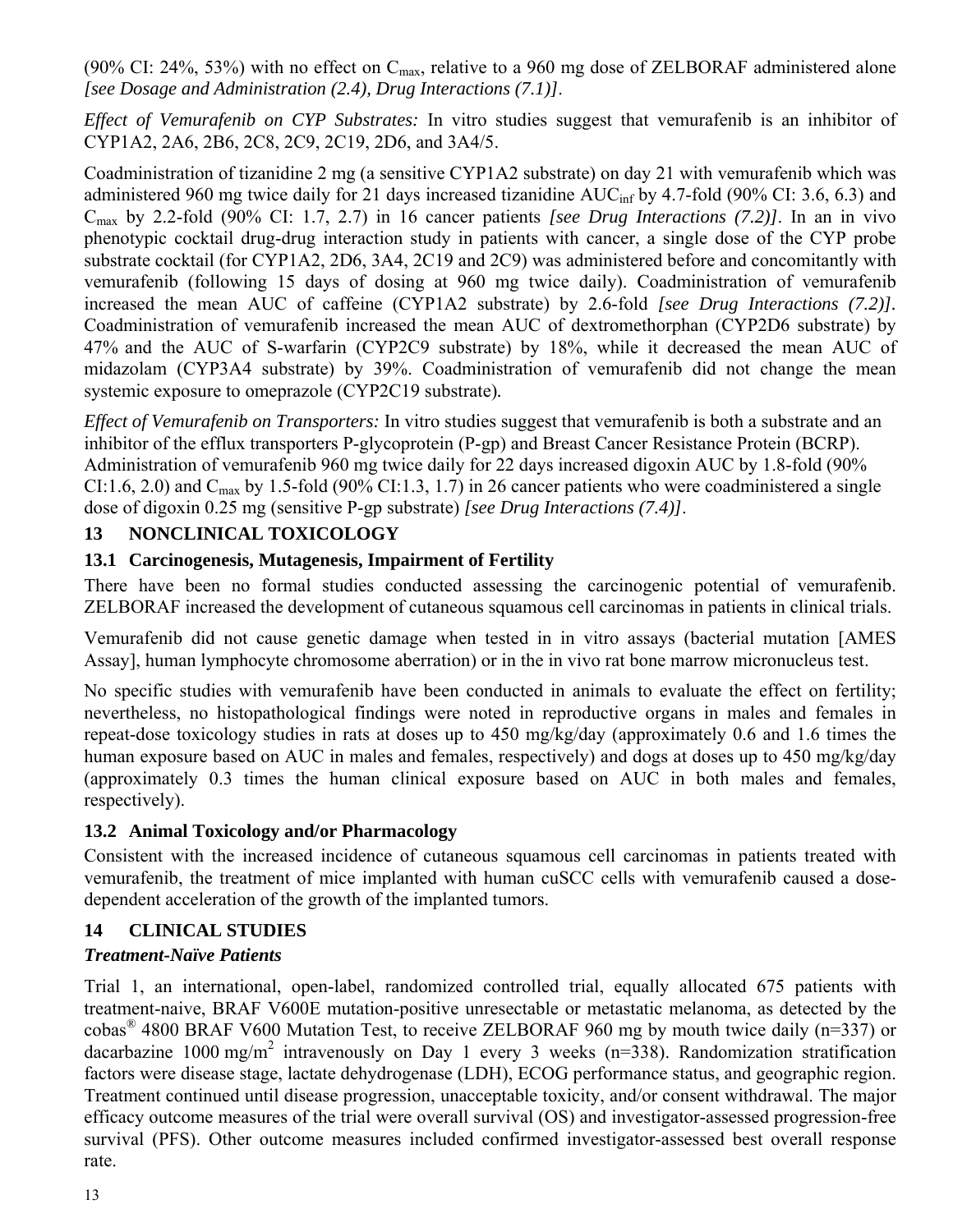(90% CI: 24%, 53%) with no effect on $C_{max}$, relative to a 960 mg dose of ZELBORAF administered alone *[see Dosage and Administration (2.4), Drug Interactions (7.1)]*.

*Effect of Vemurafenib on CYP Substrates:* In vitro studies suggest that vemurafenib is an inhibitor of CYP1A2, 2A6, 2B6, 2C8, 2C9, 2C19, 2D6, and 3A4/5.

Coadministration of tizanidine 2 mg (a sensitive CYP1A2 substrate) on day 21 with vemurafenib which was administered 960 mg twice daily for 21 days increased tizanidine $AUC_{inf}$ by 4.7-fold (90% CI: 3.6, 6.3) and $C_{max}$ by 2.2-fold (90% CI: 1.7, 2.7) in 16 cancer patients *[see Drug Interactions (7.2)]*. In an in vivo phenotypic cocktail drug-drug interaction study in patients with cancer, a single dose of the CYP probe substrate cocktail (for CYP1A2, 2D6, 3A4, 2C19 and 2C9) was administered before and concomitantly with vemurafenib (following 15 days of dosing at 960 mg twice daily). Coadministration of vemurafenib increased the mean AUC of caffeine (CYP1A2 substrate) by 2.6-fold *[see Drug Interactions (7.2)]*. Coadministration of vemurafenib increased the mean AUC of dextromethorphan (CYP2D6 substrate) by 47% and the AUC of S-warfarin (CYP2C9 substrate) by 18%, while it decreased the mean AUC of midazolam (CYP3A4 substrate) by 39%. Coadministration of vemurafenib did not change the mean systemic exposure to omeprazole (CYP2C19 substrate).

*Effect of Vemurafenib on Transporters:* In vitro studies suggest that vemurafenib is both a substrate and an inhibitor of the efflux transporters P-glycoprotein (P-gp) and Breast Cancer Resistance Protein (BCRP). Administration of vemurafenib 960 mg twice daily for 22 days increased digoxin AUC by 1.8-fold (90% CI:1.6, 2.0) and $C_{max}$ by 1.5-fold (90% CI:1.3, 1.7) in 26 cancer patients who were coadministered a single dose of digoxin 0.25 mg (sensitive P-gp substrate) *[see Drug Interactions (7.4)]*.

## 13 NONCLINICAL TOXICOLOGY

### 13.1 Carcinogenesis, Mutagenesis, Impairment of Fertility

There have been no formal studies conducted assessing the carcinogenic potential of vemurafenib. ZELBORAF increased the development of cutaneous squamous cell carcinomas in patients in clinical trials.

Vemurafenib did not cause genetic damage when tested in in vitro assays (bacterial mutation [AMES Assay], human lymphocyte chromosome aberration) or in the in vivo rat bone marrow micronucleus test.

No specific studies with vemurafenib have been conducted in animals to evaluate the effect on fertility; nevertheless, no histopathological findings were noted in reproductive organs in males and females in repeat-dose toxicology studies in rats at doses up to 450 mg/kg/day (approximately 0.6 and 1.6 times the human exposure based on AUC in males and females, respectively) and dogs at doses up to 450 mg/kg/day (approximately 0.3 times the human clinical exposure based on AUC in both males and females, respectively).

### 13.2 Animal Toxicology and/or Pharmacology

Consistent with the increased incidence of cutaneous squamous cell carcinomas in patients treated with vemurafenib, the treatment of mice implanted with human cuSCC cells with vemurafenib caused a dose-dependent acceleration of the growth of the implanted tumors.

## 14 CLINICAL STUDIES

***Treatment-Naïve Patients***

Trial 1, an international, open-label, randomized controlled trial, equally allocated 675 patients with treatment-naive, BRAF V600E mutation-positive unresectable or metastatic melanoma, as detected by the cobas® 4800 BRAF V600 Mutation Test, to receive ZELBORAF 960 mg by mouth twice daily (n=337) or dacarbazine 1000 mg/$m^2$ intravenously on Day 1 every 3 weeks (n=338). Randomization stratification factors were disease stage, lactate dehydrogenase (LDH), ECOG performance status, and geographic region. Treatment continued until disease progression, unacceptable toxicity, and/or consent withdrawal. The major efficacy outcome measures of the trial were overall survival (OS) and investigator-assessed progression-free survival (PFS). Other outcome measures included confirmed investigator-assessed best overall response rate.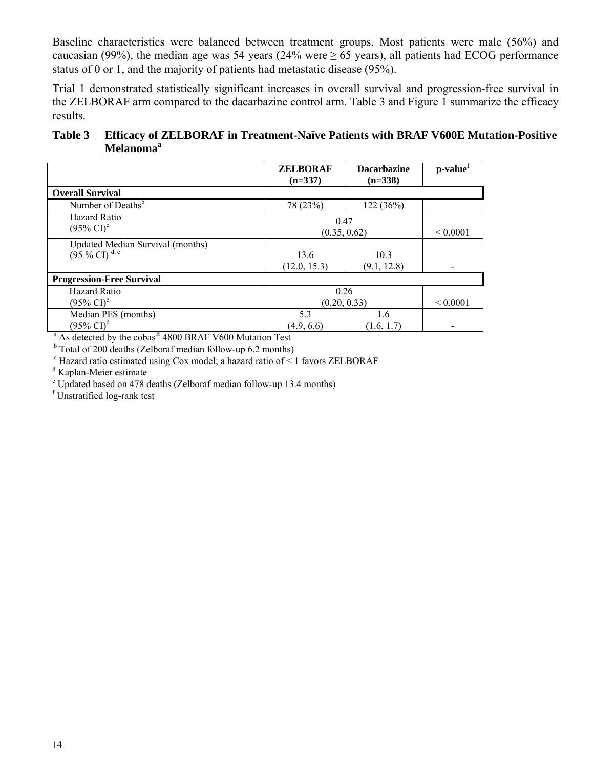Baseline characteristics were balanced between treatment groups. Most patients were male (56%) and caucasian (99%), the median age was 54 years (24% were ≥ 65 years), all patients had ECOG performance status of 0 or 1, and the majority of patients had metastatic disease (95%).

Trial 1 demonstrated statistically significant increases in overall survival and progression-free survival in the ZELBORAF arm compared to the dacarbazine control arm. Table 3 and Figure 1 summarize the efficacy results.

**Table 3 Efficacy of ZELBORAF in Treatment-Naïve Patients with BRAF V600E Mutation-Positive Melanoma[a]**

| | ZELBORAF (n=337) | Dacarbazine (n=338) | p-value[f] |
|---|---|---|---|
| **Overall Survival** | | | |
| Number of Deaths[b] | 78 (23%) | 122 (36%) | |
| Hazard Ratio (95% CI)[c] | 0.47 (0.35, 0.62) | | < 0.0001 |
| Updated Median Survival (months) (95 % CI)[d, e] | 13.6 (12.0, 15.3) | 10.3 (9.1, 12.8) | - |
| **Progression-Free Survival** | | | |
| Hazard Ratio (95% CI)[c] | 0.26 (0.20, 0.33) | | < 0.0001 |
| Median PFS (months) (95% CI)[d] | 5.3 (4.9, 6.6) | 1.6 (1.6, 1.7) | - |

[a] As detected by the cobas® 4800 BRAF V600 Mutation Test
[b] Total of 200 deaths (Zelboraf median follow-up 6.2 months)
[c] Hazard ratio estimated using Cox model; a hazard ratio of < 1 favors ZELBORAF
[d] Kaplan-Meier estimate
[e] Updated based on 478 deaths (Zelboraf median follow-up 13.4 months)
[f] Unstratified log-rank test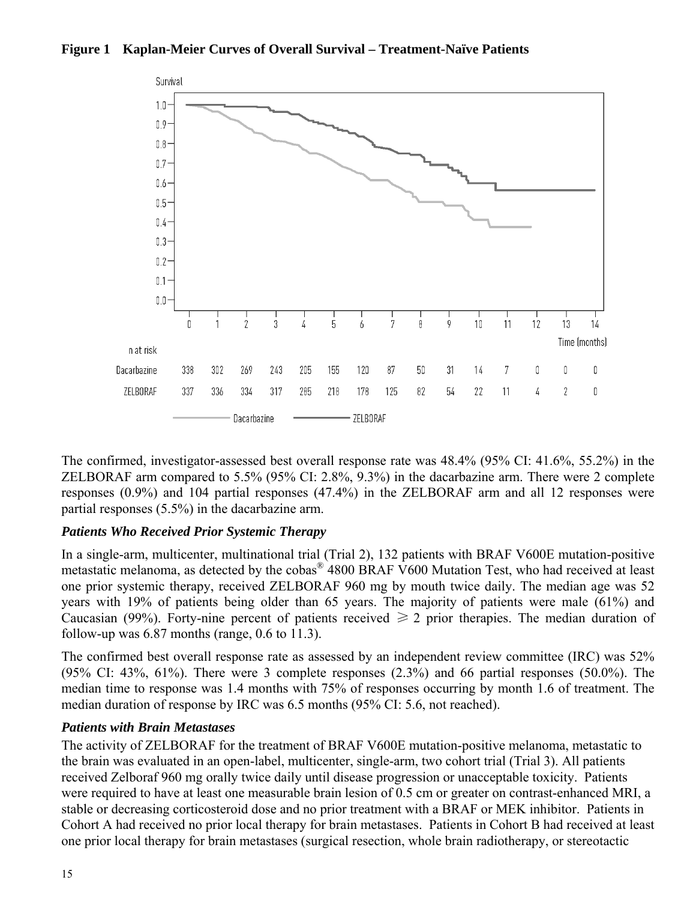**Figure 1 Kaplan-Meier Curves of Overall Survival – Treatment-Naïve Patients**

| n at risk | 0 | 1 | 2 | 3 | 4 | 5 | 6 | 7 | 8 | 9 | 10 | 11 | 12 | 13 | 14 |
|---|---|---|---|---|---|---|---|---|---|---|---|---|---|---|---|
| Dacarbazine | 338 | 302 | 269 | 243 | 205 | 155 | 120 | 87 | 50 | 31 | 14 | 7 | 0 | 0 | 0 |
| ZELBORAF | 337 | 336 | 334 | 317 | 285 | 218 | 178 | 125 | 82 | 54 | 22 | 11 | 4 | 2 | 0 |

The confirmed, investigator-assessed best overall response rate was 48.4% (95% CI: 41.6%, 55.2%) in the ZELBORAF arm compared to 5.5% (95% CI: 2.8%, 9.3%) in the dacarbazine arm. There were 2 complete responses (0.9%) and 104 partial responses (47.4%) in the ZELBORAF arm and all 12 responses were partial responses (5.5%) in the dacarbazine arm.

### *Patients Who Received Prior Systemic Therapy*

In a single-arm, multicenter, multinational trial (Trial 2), 132 patients with BRAF V600E mutation-positive metastatic melanoma, as detected by the cobas® 4800 BRAF V600 Mutation Test, who had received at least one prior systemic therapy, received ZELBORAF 960 mg by mouth twice daily. The median age was 52 years with 19% of patients being older than 65 years. The majority of patients were male (61%) and Caucasian (99%). Forty-nine percent of patients received $\geqslant 2$ prior therapies. The median duration of follow-up was 6.87 months (range, 0.6 to 11.3).

The confirmed best overall response rate as assessed by an independent review committee (IRC) was 52% (95% CI: 43%, 61%). There were 3 complete responses (2.3%) and 66 partial responses (50.0%). The median time to response was 1.4 months with 75% of responses occurring by month 1.6 of treatment. The median duration of response by IRC was 6.5 months (95% CI: 5.6, not reached).

### *Patients with Brain Metastases*

The activity of ZELBORAF for the treatment of BRAF V600E mutation-positive melanoma, metastatic to the brain was evaluated in an open-label, multicenter, single-arm, two cohort trial (Trial 3). All patients received Zelboraf 960 mg orally twice daily until disease progression or unacceptable toxicity. Patients were required to have at least one measurable brain lesion of 0.5 cm or greater on contrast-enhanced MRI, a stable or decreasing corticosteroid dose and no prior treatment with a BRAF or MEK inhibitor. Patients in Cohort A had received no prior local therapy for brain metastases. Patients in Cohort B had received at least one prior local therapy for brain metastases (surgical resection, whole brain radiotherapy, or stereotactic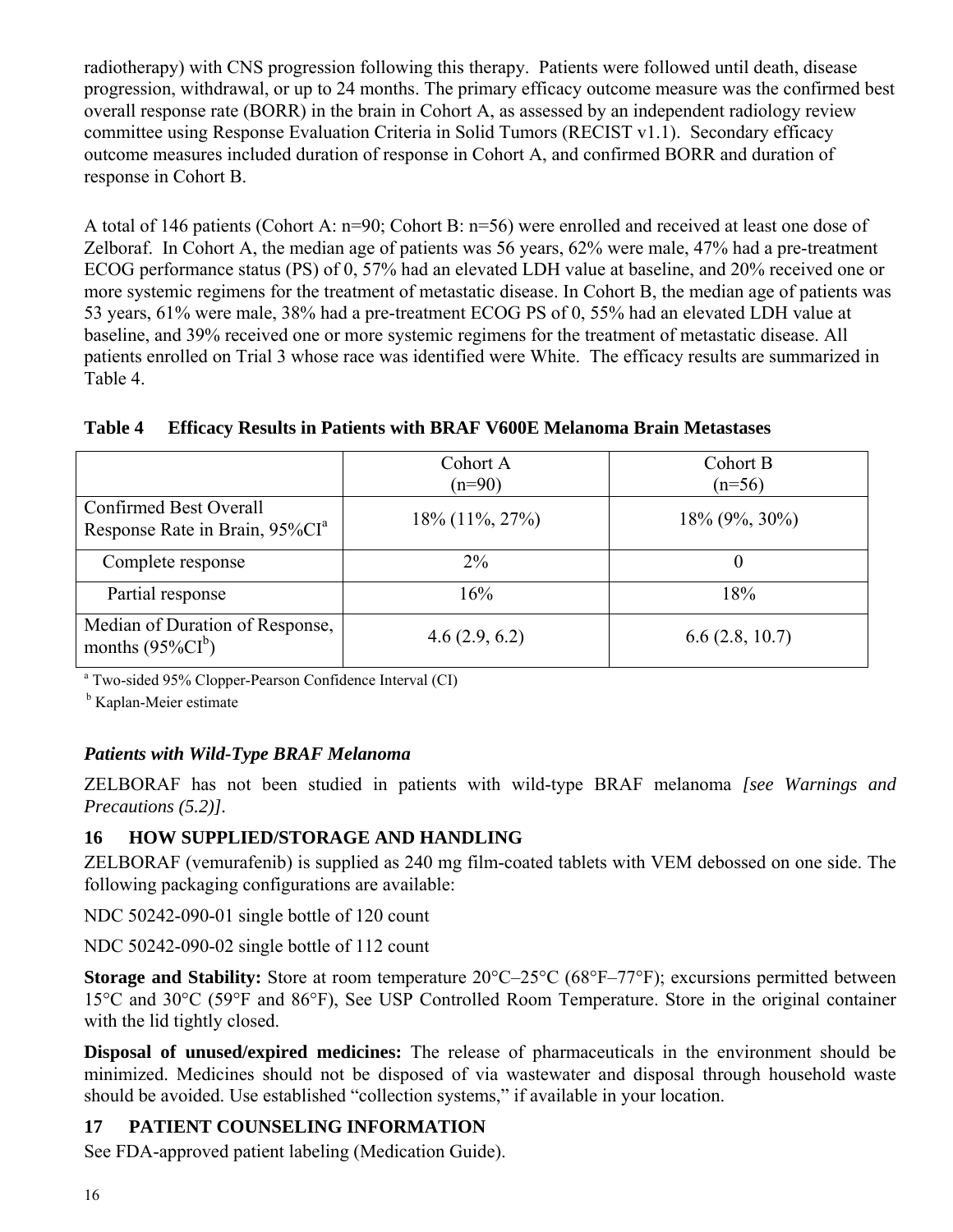radiotherapy) with CNS progression following this therapy. Patients were followed until death, disease progression, withdrawal, or up to 24 months. The primary efficacy outcome measure was the confirmed best overall response rate (BORR) in the brain in Cohort A, as assessed by an independent radiology review committee using Response Evaluation Criteria in Solid Tumors (RECIST v1.1). Secondary efficacy outcome measures included duration of response in Cohort A, and confirmed BORR and duration of response in Cohort B.

A total of 146 patients (Cohort A: n=90; Cohort B: n=56) were enrolled and received at least one dose of Zelboraf. In Cohort A, the median age of patients was 56 years, 62% were male, 47% had a pre-treatment ECOG performance status (PS) of 0, 57% had an elevated LDH value at baseline, and 20% received one or more systemic regimens for the treatment of metastatic disease. In Cohort B, the median age of patients was 53 years, 61% were male, 38% had a pre-treatment ECOG PS of 0, 55% had an elevated LDH value at baseline, and 39% received one or more systemic regimens for the treatment of metastatic disease. All patients enrolled on Trial 3 whose race was identified were White. The efficacy results are summarized in Table 4.

**Table 4 Efficacy Results in Patients with BRAF V600E Melanoma Brain Metastases**

| | Cohort A (n=90) | Cohort B (n=56) |
|---|---|---|
| Confirmed Best Overall Response Rate in Brain, 95%CI[a] | 18% (11%, 27%) | 18% (9%, 30%) |
| Complete response | 2% | 0 |
| Partial response | 16% | 18% |
| Median of Duration of Response, months (95%CI[b]) | 4.6 (2.9, 6.2) | 6.6 (2.8, 10.7) |

[a] Two-sided 95% Clopper-Pearson Confidence Interval (CI)

[b] Kaplan-Meier estimate

***Patients with Wild-Type BRAF Melanoma***

ZELBORAF has not been studied in patients with wild-type BRAF melanoma *[see Warnings and Precautions (5.2)]*.

## 16 HOW SUPPLIED/STORAGE AND HANDLING

ZELBORAF (vemurafenib) is supplied as 240 mg film-coated tablets with VEM debossed on one side. The following packaging configurations are available:

NDC 50242-090-01 single bottle of 120 count

NDC 50242-090-02 single bottle of 112 count

**Storage and Stability:** Store at room temperature 20°C–25°C (68°F–77°F); excursions permitted between 15°C and 30°C (59°F and 86°F), See USP Controlled Room Temperature. Store in the original container with the lid tightly closed.

**Disposal of unused/expired medicines:** The release of pharmaceuticals in the environment should be minimized. Medicines should not be disposed of via wastewater and disposal through household waste should be avoided. Use established "collection systems," if available in your location.

## 17 PATIENT COUNSELING INFORMATION

See FDA-approved patient labeling (Medication Guide).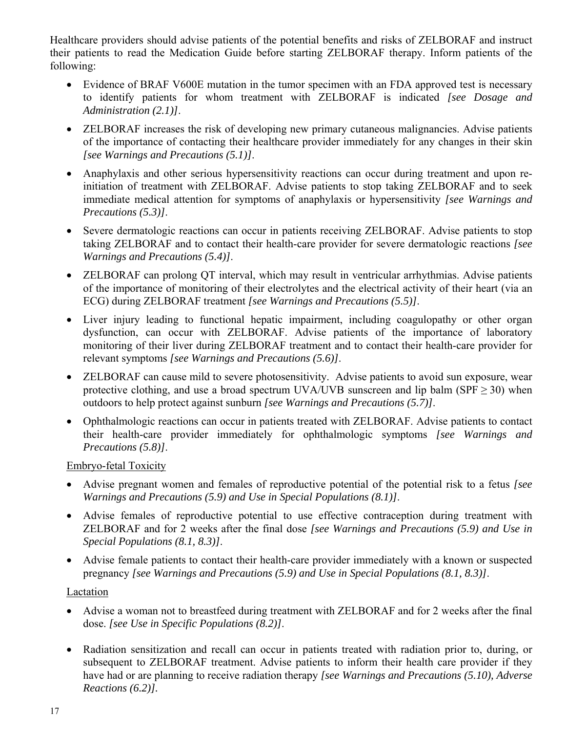Healthcare providers should advise patients of the potential benefits and risks of ZELBORAF and instruct their patients to read the Medication Guide before starting ZELBORAF therapy. Inform patients of the following:

- Evidence of BRAF V600E mutation in the tumor specimen with an FDA approved test is necessary to identify patients for whom treatment with ZELBORAF is indicated *[see Dosage and Administration (2.1)]*.
- ZELBORAF increases the risk of developing new primary cutaneous malignancies. Advise patients of the importance of contacting their healthcare provider immediately for any changes in their skin *[see Warnings and Precautions (5.1)]*.
- Anaphylaxis and other serious hypersensitivity reactions can occur during treatment and upon re-initiation of treatment with ZELBORAF. Advise patients to stop taking ZELBORAF and to seek immediate medical attention for symptoms of anaphylaxis or hypersensitivity *[see Warnings and Precautions (5.3)]*.
- Severe dermatologic reactions can occur in patients receiving ZELBORAF. Advise patients to stop taking ZELBORAF and to contact their health-care provider for severe dermatologic reactions *[see Warnings and Precautions (5.4)]*.
- ZELBORAF can prolong QT interval, which may result in ventricular arrhythmias. Advise patients of the importance of monitoring of their electrolytes and the electrical activity of their heart (via an ECG) during ZELBORAF treatment *[see Warnings and Precautions (5.5)]*.
- Liver injury leading to functional hepatic impairment, including coagulopathy or other organ dysfunction, can occur with ZELBORAF. Advise patients of the importance of laboratory monitoring of their liver during ZELBORAF treatment and to contact their health-care provider for relevant symptoms *[see Warnings and Precautions (5.6)]*.
- ZELBORAF can cause mild to severe photosensitivity. Advise patients to avoid sun exposure, wear protective clothing, and use a broad spectrum UVA/UVB sunscreen and lip balm (SPF $\geq$ 30) when outdoors to help protect against sunburn *[see Warnings and Precautions (5.7)]*.
- Ophthalmologic reactions can occur in patients treated with ZELBORAF. Advise patients to contact their health-care provider immediately for ophthalmologic symptoms *[see Warnings and Precautions (5.8)]*.

Embryo-fetal Toxicity

- Advise pregnant women and females of reproductive potential of the potential risk to a fetus *[see Warnings and Precautions (5.9) and Use in Special Populations (8.1)]*.
- Advise females of reproductive potential to use effective contraception during treatment with ZELBORAF and for 2 weeks after the final dose *[see Warnings and Precautions (5.9) and Use in Special Populations (8.1, 8.3)]*.
- Advise female patients to contact their health-care provider immediately with a known or suspected pregnancy *[see Warnings and Precautions (5.9) and Use in Special Populations (8.1, 8.3)]*.

Lactation

- Advise a woman not to breastfeed during treatment with ZELBORAF and for 2 weeks after the final dose. *[see Use in Specific Populations (8.2)]*.

- Radiation sensitization and recall can occur in patients treated with radiation prior to, during, or subsequent to ZELBORAF treatment. Advise patients to inform their health care provider if they have had or are planning to receive radiation therapy *[see Warnings and Precautions (5.10), Adverse Reactions (6.2)]*.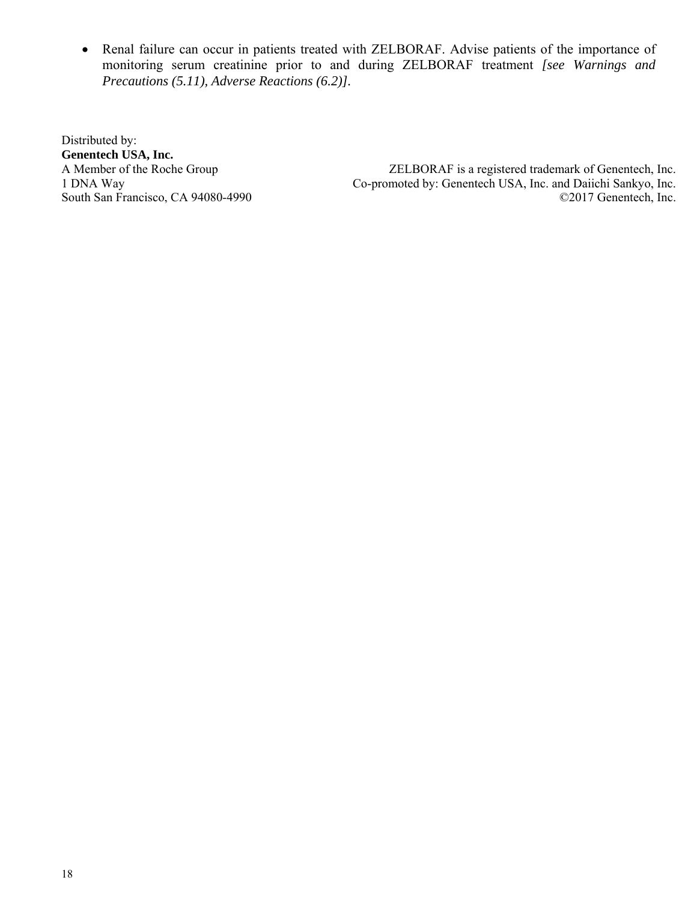- Renal failure can occur in patients treated with ZELBORAF. Advise patients of the importance of monitoring serum creatinine prior to and during ZELBORAF treatment *[see Warnings and Precautions (5.11), Adverse Reactions (6.2)]*.

Distributed by:
**Genentech USA, Inc.**
A Member of the Roche Group
1 DNA Way
South San Francisco, CA 94080-4990

ZELBORAF is a registered trademark of Genentech, Inc.
Co-promoted by: Genentech USA, Inc. and Daiichi Sankyo, Inc.
©2017 Genentech, Inc.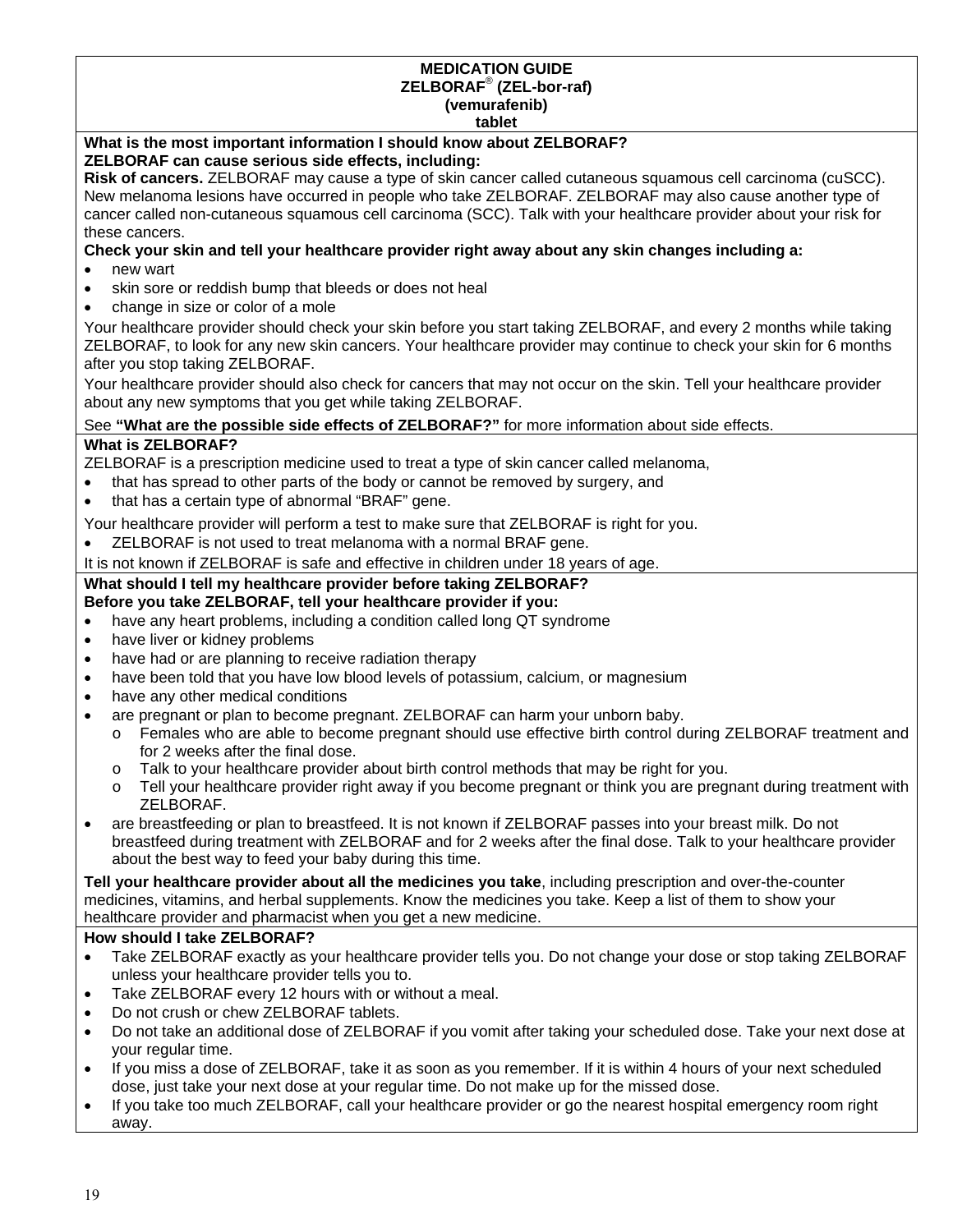**MEDICATION GUIDE**
**ZELBORAF® (ZEL-bor-raf)**
**(vemurafenib)**
**tablet**

**What is the most important information I should know about ZELBORAF?**

**ZELBORAF can cause serious side effects, including:**

**Risk of cancers.** ZELBORAF may cause a type of skin cancer called cutaneous squamous cell carcinoma (cuSCC). New melanoma lesions have occurred in people who take ZELBORAF. ZELBORAF may also cause another type of cancer called non-cutaneous squamous cell carcinoma (SCC). Talk with your healthcare provider about your risk for these cancers.

**Check your skin and tell your healthcare provider right away about any skin changes including a:**

- new wart
- skin sore or reddish bump that bleeds or does not heal
- change in size or color of a mole

Your healthcare provider should check your skin before you start taking ZELBORAF, and every 2 months while taking ZELBORAF, to look for any new skin cancers. Your healthcare provider may continue to check your skin for 6 months after you stop taking ZELBORAF.

Your healthcare provider should also check for cancers that may not occur on the skin. Tell your healthcare provider about any new symptoms that you get while taking ZELBORAF.

See **"What are the possible side effects of ZELBORAF?"** for more information about side effects.

**What is ZELBORAF?**

ZELBORAF is a prescription medicine used to treat a type of skin cancer called melanoma,

- that has spread to other parts of the body or cannot be removed by surgery, and
- that has a certain type of abnormal "BRAF" gene.

Your healthcare provider will perform a test to make sure that ZELBORAF is right for you.

- ZELBORAF is not used to treat melanoma with a normal BRAF gene.

It is not known if ZELBORAF is safe and effective in children under 18 years of age.

**What should I tell my healthcare provider before taking ZELBORAF?**

**Before you take ZELBORAF, tell your healthcare provider if you:**

- have any heart problems, including a condition called long QT syndrome
- have liver or kidney problems
- have had or are planning to receive radiation therapy
- have been told that you have low blood levels of potassium, calcium, or magnesium
- have any other medical conditions
- are pregnant or plan to become pregnant. ZELBORAF can harm your unborn baby.
  - Females who are able to become pregnant should use effective birth control during ZELBORAF treatment and for 2 weeks after the final dose.
  - Talk to your healthcare provider about birth control methods that may be right for you.
  - Tell your healthcare provider right away if you become pregnant or think you are pregnant during treatment with ZELBORAF.
- are breastfeeding or plan to breastfeed. It is not known if ZELBORAF passes into your breast milk. Do not breastfeed during treatment with ZELBORAF and for 2 weeks after the final dose. Talk to your healthcare provider about the best way to feed your baby during this time.

**Tell your healthcare provider about all the medicines you take**, including prescription and over-the-counter medicines, vitamins, and herbal supplements. Know the medicines you take. Keep a list of them to show your healthcare provider and pharmacist when you get a new medicine.

**How should I take ZELBORAF?**

- Take ZELBORAF exactly as your healthcare provider tells you. Do not change your dose or stop taking ZELBORAF unless your healthcare provider tells you to.
- Take ZELBORAF every 12 hours with or without a meal.
- Do not crush or chew ZELBORAF tablets.
- Do not take an additional dose of ZELBORAF if you vomit after taking your scheduled dose. Take your next dose at your regular time.
- If you miss a dose of ZELBORAF, take it as soon as you remember. If it is within 4 hours of your next scheduled dose, just take your next dose at your regular time. Do not make up for the missed dose.
- If you take too much ZELBORAF, call your healthcare provider or go the nearest hospital emergency room right away.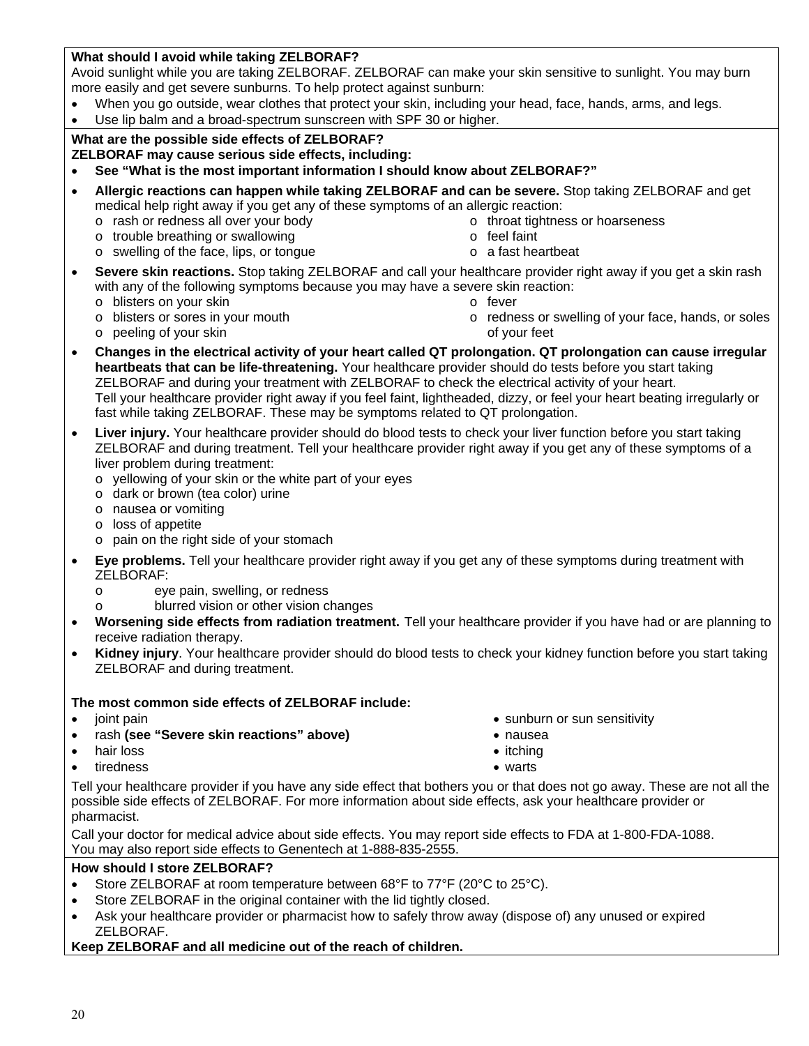**What should I avoid while taking ZELBORAF?**

Avoid sunlight while you are taking ZELBORAF. ZELBORAF can make your skin sensitive to sunlight. You may burn more easily and get severe sunburns. To help protect against sunburn:

- When you go outside, wear clothes that protect your skin, including your head, face, hands, arms, and legs.
- Use lip balm and a broad-spectrum sunscreen with SPF 30 or higher.

**What are the possible side effects of ZELBORAF?**

**ZELBORAF may cause serious side effects, including:**

- **See "What is the most important information I should know about ZELBORAF?"**
- **Allergic reactions can happen while taking ZELBORAF and can be severe.** Stop taking ZELBORAF and get medical help right away if you get any of these symptoms of an allergic reaction:
  - rash or redness all over your body
  - trouble breathing or swallowing
  - swelling of the face, lips, or tongue
  - throat tightness or hoarseness
  - feel faint
  - a fast heartbeat
- **Severe skin reactions.** Stop taking ZELBORAF and call your healthcare provider right away if you get a skin rash with any of the following symptoms because you may have a severe skin reaction:
  - blisters on your skin
  - blisters or sores in your mouth
  - peeling of your skin
  - fever
  - redness or swelling of your face, hands, or soles of your feet
- **Changes in the electrical activity of your heart called QT prolongation. QT prolongation can cause irregular heartbeats that can be life-threatening.** Your healthcare provider should do tests before you start taking ZELBORAF and during your treatment with ZELBORAF to check the electrical activity of your heart.
  Tell your healthcare provider right away if you feel faint, lightheaded, dizzy, or feel your heart beating irregularly or fast while taking ZELBORAF. These may be symptoms related to QT prolongation.
- **Liver injury.** Your healthcare provider should do blood tests to check your liver function before you start taking ZELBORAF and during treatment. Tell your healthcare provider right away if you get any of these symptoms of a liver problem during treatment:
  - yellowing of your skin or the white part of your eyes
  - dark or brown (tea color) urine
  - nausea or vomiting
  - loss of appetite
  - pain on the right side of your stomach
- **Eye problems.** Tell your healthcare provider right away if you get any of these symptoms during treatment with ZELBORAF:
  - eye pain, swelling, or redness
  - blurred vision or other vision changes
- **Worsening side effects from radiation treatment.** Tell your healthcare provider if you have had or are planning to receive radiation therapy.
- **Kidney injury**. Your healthcare provider should do blood tests to check your kidney function before you start taking ZELBORAF and during treatment.

**The most common side effects of ZELBORAF include:**

- joint pain
- rash **(see "Severe skin reactions" above)**
- hair loss
- tiredness
- sunburn or sun sensitivity
- nausea
- itching
- warts

Tell your healthcare provider if you have any side effect that bothers you or that does not go away. These are not all the possible side effects of ZELBORAF. For more information about side effects, ask your healthcare provider or pharmacist.

Call your doctor for medical advice about side effects. You may report side effects to FDA at 1-800-FDA-1088. You may also report side effects to Genentech at 1-888-835-2555.

**How should I store ZELBORAF?**

- Store ZELBORAF at room temperature between 68°F to 77°F (20°C to 25°C).
- Store ZELBORAF in the original container with the lid tightly closed.
- Ask your healthcare provider or pharmacist how to safely throw away (dispose of) any unused or expired ZELBORAF.

**Keep ZELBORAF and all medicine out of the reach of children.**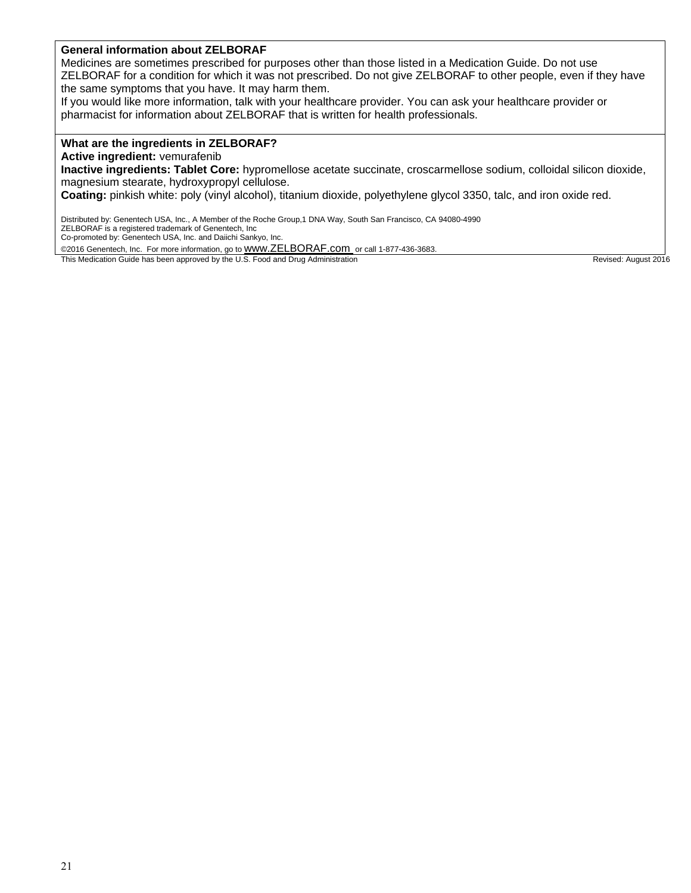**General information about ZELBORAF**

Medicines are sometimes prescribed for purposes other than those listed in a Medication Guide. Do not use ZELBORAF for a condition for which it was not prescribed. Do not give ZELBORAF to other people, even if they have the same symptoms that you have. It may harm them.

If you would like more information, talk with your healthcare provider. You can ask your healthcare provider or pharmacist for information about ZELBORAF that is written for health professionals.

**What are the ingredients in ZELBORAF?**

**Active ingredient:** vemurafenib

**Inactive ingredients: Tablet Core:** hypromellose acetate succinate, croscarmellose sodium, colloidal silicon dioxide, magnesium stearate, hydroxypropyl cellulose.

**Coating:** pinkish white: poly (vinyl alcohol), titanium dioxide, polyethylene glycol 3350, talc, and iron oxide red.

Distributed by: Genentech USA, Inc., A Member of the Roche Group,1 DNA Way, South San Francisco, CA 94080-4990
ZELBORAF is a registered trademark of Genentech, Inc
Co-promoted by: Genentech USA, Inc. and Daiichi Sankyo, Inc.
©2016 Genentech, Inc. For more information, go to www.ZELBORAF.com or call 1-877-436-3683.

This Medication Guide has been approved by the U.S. Food and Drug Administration Revised: August 2016